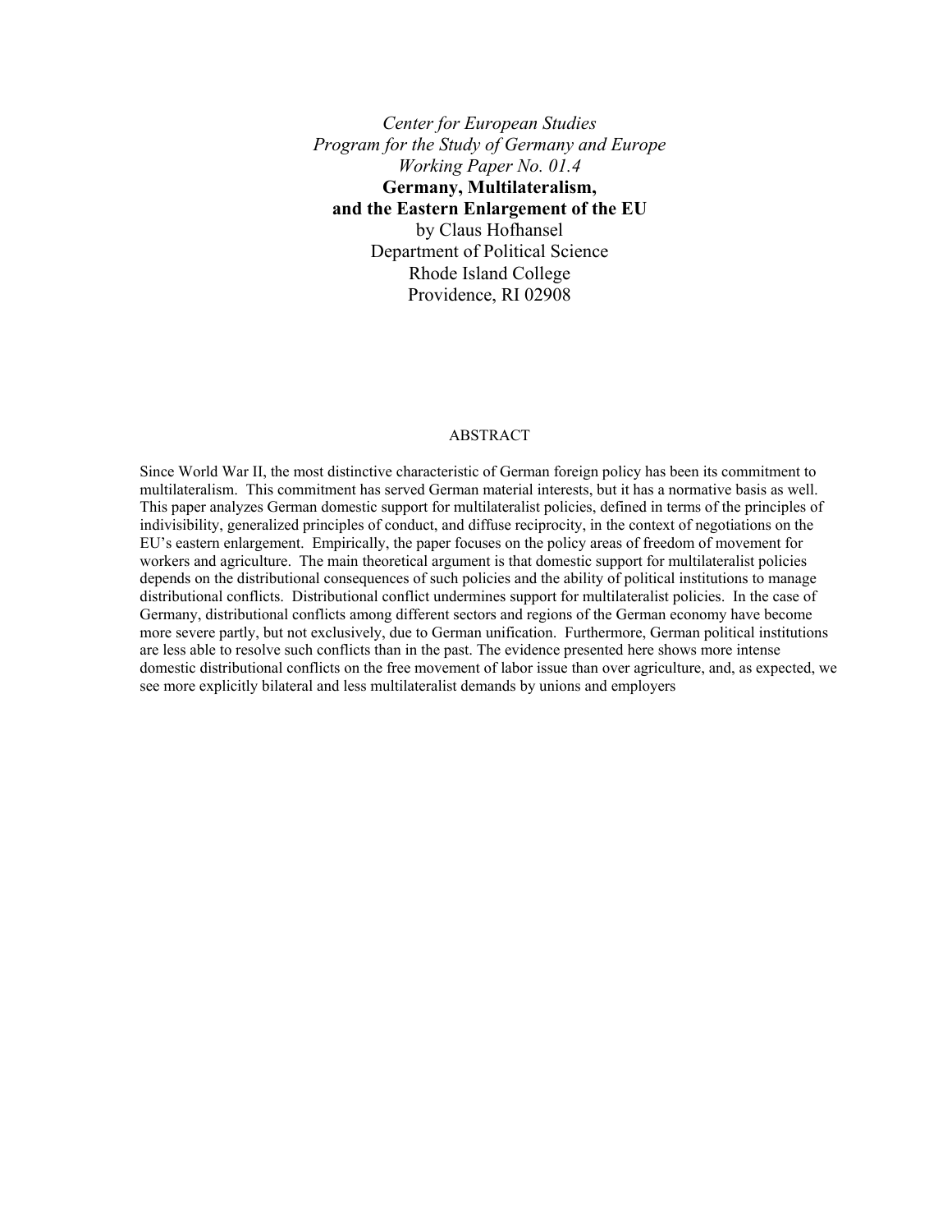*Center for European Studies*
*Program for the Study of Germany and Europe*
*Working Paper No. 01.4*

# Germany, Multilateralism, and the Eastern Enlargement of the EU

by Claus Hofhansel
Department of Political Science
Rhode Island College
Providence, RI 02908

## ABSTRACT

Since World War II, the most distinctive characteristic of German foreign policy has been its commitment to multilateralism. This commitment has served German material interests, but it has a normative basis as well. This paper analyzes German domestic support for multilateralist policies, defined in terms of the principles of indivisibility, generalized principles of conduct, and diffuse reciprocity, in the context of negotiations on the EU's eastern enlargement. Empirically, the paper focuses on the policy areas of freedom of movement for workers and agriculture. The main theoretical argument is that domestic support for multilateralist policies depends on the distributional consequences of such policies and the ability of political institutions to manage distributional conflicts. Distributional conflict undermines support for multilateralist policies. In the case of Germany, distributional conflicts among different sectors and regions of the German economy have become more severe partly, but not exclusively, due to German unification. Furthermore, German political institutions are less able to resolve such conflicts than in the past. The evidence presented here shows more intense domestic distributional conflicts on the free movement of labor issue than over agriculture, and, as expected, we see more explicitly bilateral and less multilateralist demands by unions and employers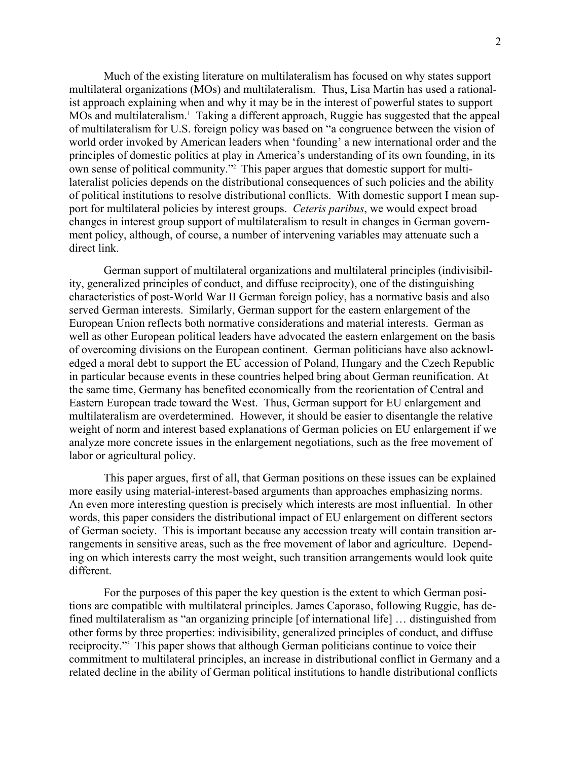Much of the existing literature on multilateralism has focused on why states support multilateral organizations (MOs) and multilateralism. Thus, Lisa Martin has used a rationalist approach explaining when and why it may be in the interest of powerful states to support MOs and multilateralism.[1] Taking a different approach, Ruggie has suggested that the appeal of multilateralism for U.S. foreign policy was based on "a congruence between the vision of world order invoked by American leaders when 'founding' a new international order and the principles of domestic politics at play in America's understanding of its own founding, in its own sense of political community."[2] This paper argues that domestic support for multilateralist policies depends on the distributional consequences of such policies and the ability of political institutions to resolve distributional conflicts. With domestic support I mean support for multilateral policies by interest groups. *Ceteris paribus*, we would expect broad changes in interest group support of multilateralism to result in changes in German government policy, although, of course, a number of intervening variables may attenuate such a direct link.

German support of multilateral organizations and multilateral principles (indivisibility, generalized principles of conduct, and diffuse reciprocity), one of the distinguishing characteristics of post-World War II German foreign policy, has a normative basis and also served German interests. Similarly, German support for the eastern enlargement of the European Union reflects both normative considerations and material interests. German as well as other European political leaders have advocated the eastern enlargement on the basis of overcoming divisions on the European continent. German politicians have also acknowledged a moral debt to support the EU accession of Poland, Hungary and the Czech Republic in particular because events in these countries helped bring about German reunification. At the same time, Germany has benefited economically from the reorientation of Central and Eastern European trade toward the West. Thus, German support for EU enlargement and multilateralism are overdetermined. However, it should be easier to disentangle the relative weight of norm and interest based explanations of German policies on EU enlargement if we analyze more concrete issues in the enlargement negotiations, such as the free movement of labor or agricultural policy.

This paper argues, first of all, that German positions on these issues can be explained more easily using material-interest-based arguments than approaches emphasizing norms. An even more interesting question is precisely which interests are most influential. In other words, this paper considers the distributional impact of EU enlargement on different sectors of German society. This is important because any accession treaty will contain transition arrangements in sensitive areas, such as the free movement of labor and agriculture. Depending on which interests carry the most weight, such transition arrangements would look quite different.

For the purposes of this paper the key question is the extent to which German positions are compatible with multilateral principles. James Caporaso, following Ruggie, has defined multilateralism as "an organizing principle [of international life] … distinguished from other forms by three properties: indivisibility, generalized principles of conduct, and diffuse reciprocity."[3] This paper shows that although German politicians continue to voice their commitment to multilateral principles, an increase in distributional conflict in Germany and a related decline in the ability of German political institutions to handle distributional conflicts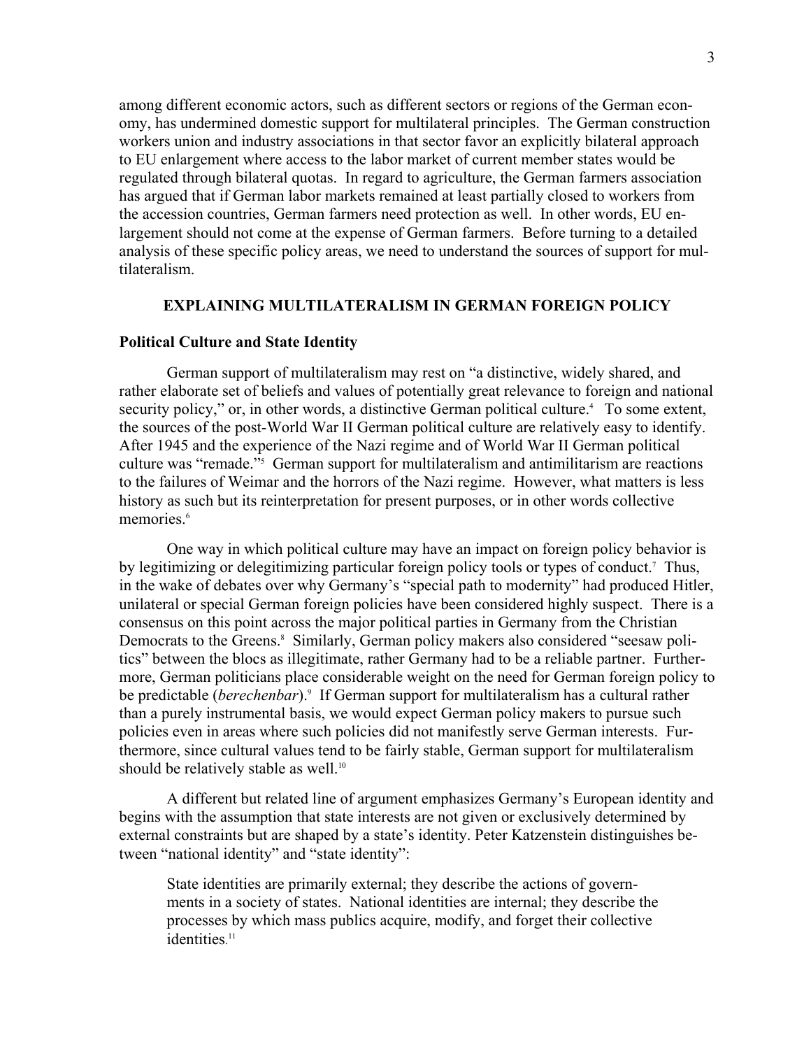among different economic actors, such as different sectors or regions of the German economy, has undermined domestic support for multilateral principles. The German construction workers union and industry associations in that sector favor an explicitly bilateral approach to EU enlargement where access to the labor market of current member states would be regulated through bilateral quotas. In regard to agriculture, the German farmers association has argued that if German labor markets remained at least partially closed to workers from the accession countries, German farmers need protection as well. In other words, EU enlargement should not come at the expense of German farmers. Before turning to a detailed analysis of these specific policy areas, we need to understand the sources of support for multilateralism.

## EXPLAINING MULTILATERALISM IN GERMAN FOREIGN POLICY

### Political Culture and State Identity

German support of multilateralism may rest on "a distinctive, widely shared, and rather elaborate set of beliefs and values of potentially great relevance to foreign and national security policy," or, in other words, a distinctive German political culture.[4] To some extent, the sources of the post-World War II German political culture are relatively easy to identify. After 1945 and the experience of the Nazi regime and of World War II German political culture was "remade."[5] German support for multilateralism and antimilitarism are reactions to the failures of Weimar and the horrors of the Nazi regime. However, what matters is less history as such but its reinterpretation for present purposes, or in other words collective memories.[6]

One way in which political culture may have an impact on foreign policy behavior is by legitimizing or delegitimizing particular foreign policy tools or types of conduct.[7] Thus, in the wake of debates over why Germany's "special path to modernity" had produced Hitler, unilateral or special German foreign policies have been considered highly suspect. There is a consensus on this point across the major political parties in Germany from the Christian Democrats to the Greens.[8] Similarly, German policy makers also considered "seesaw politics" between the blocs as illegitimate, rather Germany had to be a reliable partner. Furthermore, German politicians place considerable weight on the need for German foreign policy to be predictable (*berechenbar*).[9] If German support for multilateralism has a cultural rather than a purely instrumental basis, we would expect German policy makers to pursue such policies even in areas where such policies did not manifestly serve German interests. Furthermore, since cultural values tend to be fairly stable, German support for multilateralism should be relatively stable as well.[10]

A different but related line of argument emphasizes Germany's European identity and begins with the assumption that state interests are not given or exclusively determined by external constraints but are shaped by a state's identity. Peter Katzenstein distinguishes between "national identity" and "state identity":

> State identities are primarily external; they describe the actions of governments in a society of states. National identities are internal; they describe the processes by which mass publics acquire, modify, and forget their collective identities.[11]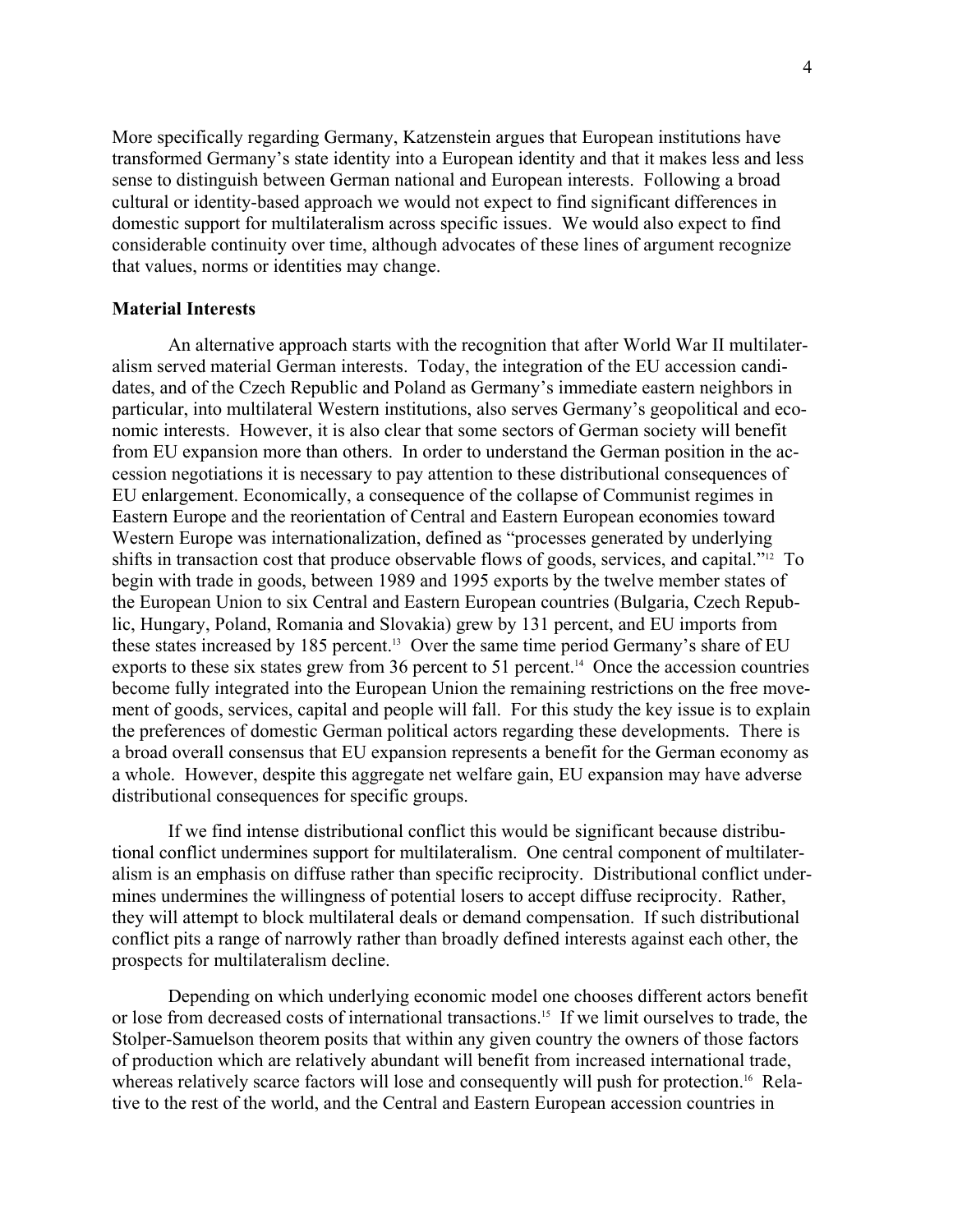More specifically regarding Germany, Katzenstein argues that European institutions have transformed Germany's state identity into a European identity and that it makes less and less sense to distinguish between German national and European interests. Following a broad cultural or identity-based approach we would not expect to find significant differences in domestic support for multilateralism across specific issues. We would also expect to find considerable continuity over time, although advocates of these lines of argument recognize that values, norms or identities may change.

### Material Interests

An alternative approach starts with the recognition that after World War II multilateralism served material German interests. Today, the integration of the EU accession candidates, and of the Czech Republic and Poland as Germany's immediate eastern neighbors in particular, into multilateral Western institutions, also serves Germany's geopolitical and economic interests. However, it is also clear that some sectors of German society will benefit from EU expansion more than others. In order to understand the German position in the accession negotiations it is necessary to pay attention to these distributional consequences of EU enlargement. Economically, a consequence of the collapse of Communist regimes in Eastern Europe and the reorientation of Central and Eastern European economies toward Western Europe was internationalization, defined as "processes generated by underlying shifts in transaction cost that produce observable flows of goods, services, and capital."[12] To begin with trade in goods, between 1989 and 1995 exports by the twelve member states of the European Union to six Central and Eastern European countries (Bulgaria, Czech Republic, Hungary, Poland, Romania and Slovakia) grew by 131 percent, and EU imports from these states increased by 185 percent.[13] Over the same time period Germany's share of EU exports to these six states grew from 36 percent to 51 percent.[14] Once the accession countries become fully integrated into the European Union the remaining restrictions on the free movement of goods, services, capital and people will fall. For this study the key issue is to explain the preferences of domestic German political actors regarding these developments. There is a broad overall consensus that EU expansion represents a benefit for the German economy as a whole. However, despite this aggregate net welfare gain, EU expansion may have adverse distributional consequences for specific groups.

If we find intense distributional conflict this would be significant because distributional conflict undermines support for multilateralism. One central component of multilateralism is an emphasis on diffuse rather than specific reciprocity. Distributional conflict undermines undermines the willingness of potential losers to accept diffuse reciprocity. Rather, they will attempt to block multilateral deals or demand compensation. If such distributional conflict pits a range of narrowly rather than broadly defined interests against each other, the prospects for multilateralism decline.

Depending on which underlying economic model one chooses different actors benefit or lose from decreased costs of international transactions.[15] If we limit ourselves to trade, the Stolper-Samuelson theorem posits that within any given country the owners of those factors of production which are relatively abundant will benefit from increased international trade, whereas relatively scarce factors will lose and consequently will push for protection.[16] Relative to the rest of the world, and the Central and Eastern European accession countries in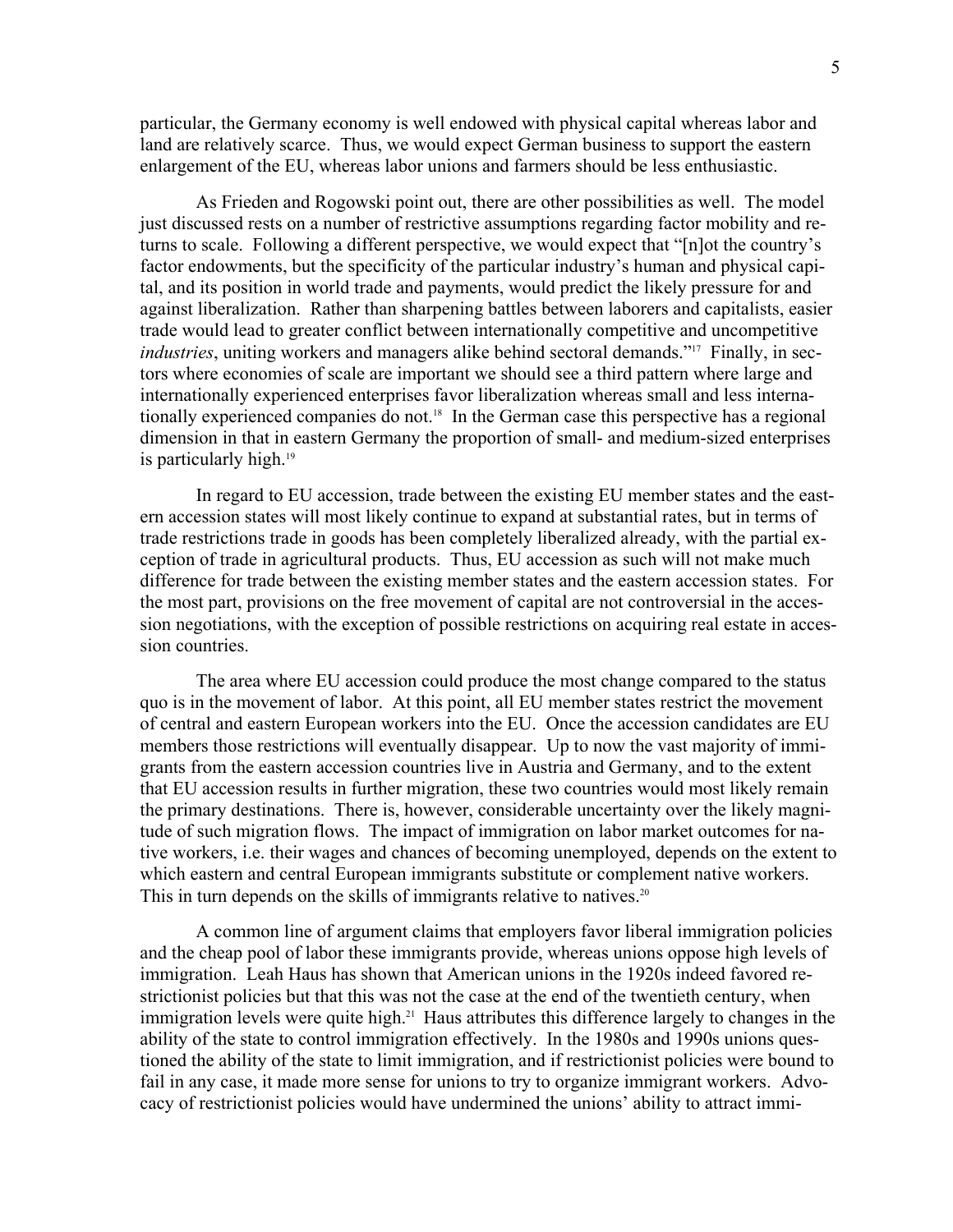particular, the Germany economy is well endowed with physical capital whereas labor and land are relatively scarce. Thus, we would expect German business to support the eastern enlargement of the EU, whereas labor unions and farmers should be less enthusiastic.

As Frieden and Rogowski point out, there are other possibilities as well. The model just discussed rests on a number of restrictive assumptions regarding factor mobility and returns to scale. Following a different perspective, we would expect that "[n]ot the country's factor endowments, but the specificity of the particular industry's human and physical capital, and its position in world trade and payments, would predict the likely pressure for and against liberalization. Rather than sharpening battles between laborers and capitalists, easier trade would lead to greater conflict between internationally competitive and uncompetitive *industries*, uniting workers and managers alike behind sectoral demands."[17] Finally, in sectors where economies of scale are important we should see a third pattern where large and internationally experienced enterprises favor liberalization whereas small and less internationally experienced companies do not.[18] In the German case this perspective has a regional dimension in that in eastern Germany the proportion of small- and medium-sized enterprises is particularly high.[19]

In regard to EU accession, trade between the existing EU member states and the eastern accession states will most likely continue to expand at substantial rates, but in terms of trade restrictions trade in goods has been completely liberalized already, with the partial exception of trade in agricultural products. Thus, EU accession as such will not make much difference for trade between the existing member states and the eastern accession states. For the most part, provisions on the free movement of capital are not controversial in the accession negotiations, with the exception of possible restrictions on acquiring real estate in accession countries.

The area where EU accession could produce the most change compared to the status quo is in the movement of labor. At this point, all EU member states restrict the movement of central and eastern European workers into the EU. Once the accession candidates are EU members those restrictions will eventually disappear. Up to now the vast majority of immigrants from the eastern accession countries live in Austria and Germany, and to the extent that EU accession results in further migration, these two countries would most likely remain the primary destinations. There is, however, considerable uncertainty over the likely magnitude of such migration flows. The impact of immigration on labor market outcomes for native workers, i.e. their wages and chances of becoming unemployed, depends on the extent to which eastern and central European immigrants substitute or complement native workers. This in turn depends on the skills of immigrants relative to natives.[20]

A common line of argument claims that employers favor liberal immigration policies and the cheap pool of labor these immigrants provide, whereas unions oppose high levels of immigration. Leah Haus has shown that American unions in the 1920s indeed favored restrictionist policies but that this was not the case at the end of the twentieth century, when immigration levels were quite high.[21] Haus attributes this difference largely to changes in the ability of the state to control immigration effectively. In the 1980s and 1990s unions questioned the ability of the state to limit immigration, and if restrictionist policies were bound to fail in any case, it made more sense for unions to try to organize immigrant workers. Advocacy of restrictionist policies would have undermined the unions' ability to attract immi-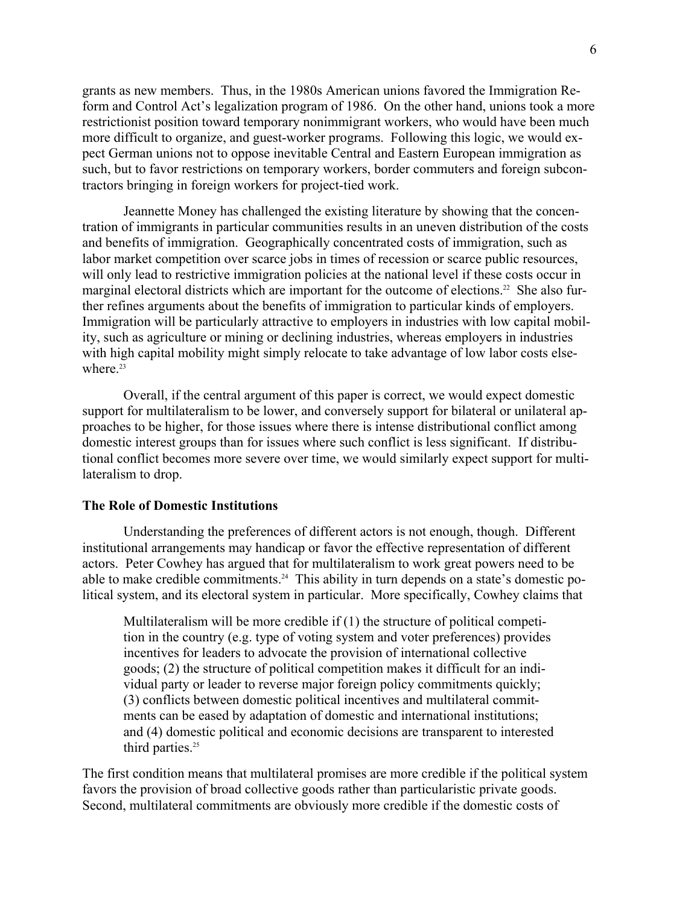grants as new members. Thus, in the 1980s American unions favored the Immigration Reform and Control Act's legalization program of 1986. On the other hand, unions took a more restrictionist position toward temporary nonimmigrant workers, who would have been much more difficult to organize, and guest-worker programs. Following this logic, we would expect German unions not to oppose inevitable Central and Eastern European immigration as such, but to favor restrictions on temporary workers, border commuters and foreign subcontractors bringing in foreign workers for project-tied work.

Jeannette Money has challenged the existing literature by showing that the concentration of immigrants in particular communities results in an uneven distribution of the costs and benefits of immigration. Geographically concentrated costs of immigration, such as labor market competition over scarce jobs in times of recession or scarce public resources, will only lead to restrictive immigration policies at the national level if these costs occur in marginal electoral districts which are important for the outcome of elections.[22] She also further refines arguments about the benefits of immigration to particular kinds of employers. Immigration will be particularly attractive to employers in industries with low capital mobility, such as agriculture or mining or declining industries, whereas employers in industries with high capital mobility might simply relocate to take advantage of low labor costs elsewhere.[23]

Overall, if the central argument of this paper is correct, we would expect domestic support for multilateralism to be lower, and conversely support for bilateral or unilateral approaches to be higher, for those issues where there is intense distributional conflict among domestic interest groups than for issues where such conflict is less significant. If distributional conflict becomes more severe over time, we would similarly expect support for multilateralism to drop.

**The Role of Domestic Institutions**

Understanding the preferences of different actors is not enough, though. Different institutional arrangements may handicap or favor the effective representation of different actors. Peter Cowhey has argued that for multilateralism to work great powers need to be able to make credible commitments.[24] This ability in turn depends on a state's domestic political system, and its electoral system in particular. More specifically, Cowhey claims that

> Multilateralism will be more credible if (1) the structure of political competition in the country (e.g. type of voting system and voter preferences) provides incentives for leaders to advocate the provision of international collective goods; (2) the structure of political competition makes it difficult for an individual party or leader to reverse major foreign policy commitments quickly; (3) conflicts between domestic political incentives and multilateral commitments can be eased by adaptation of domestic and international institutions; and (4) domestic political and economic decisions are transparent to interested third parties.[25]

The first condition means that multilateral promises are more credible if the political system favors the provision of broad collective goods rather than particularistic private goods. Second, multilateral commitments are obviously more credible if the domestic costs of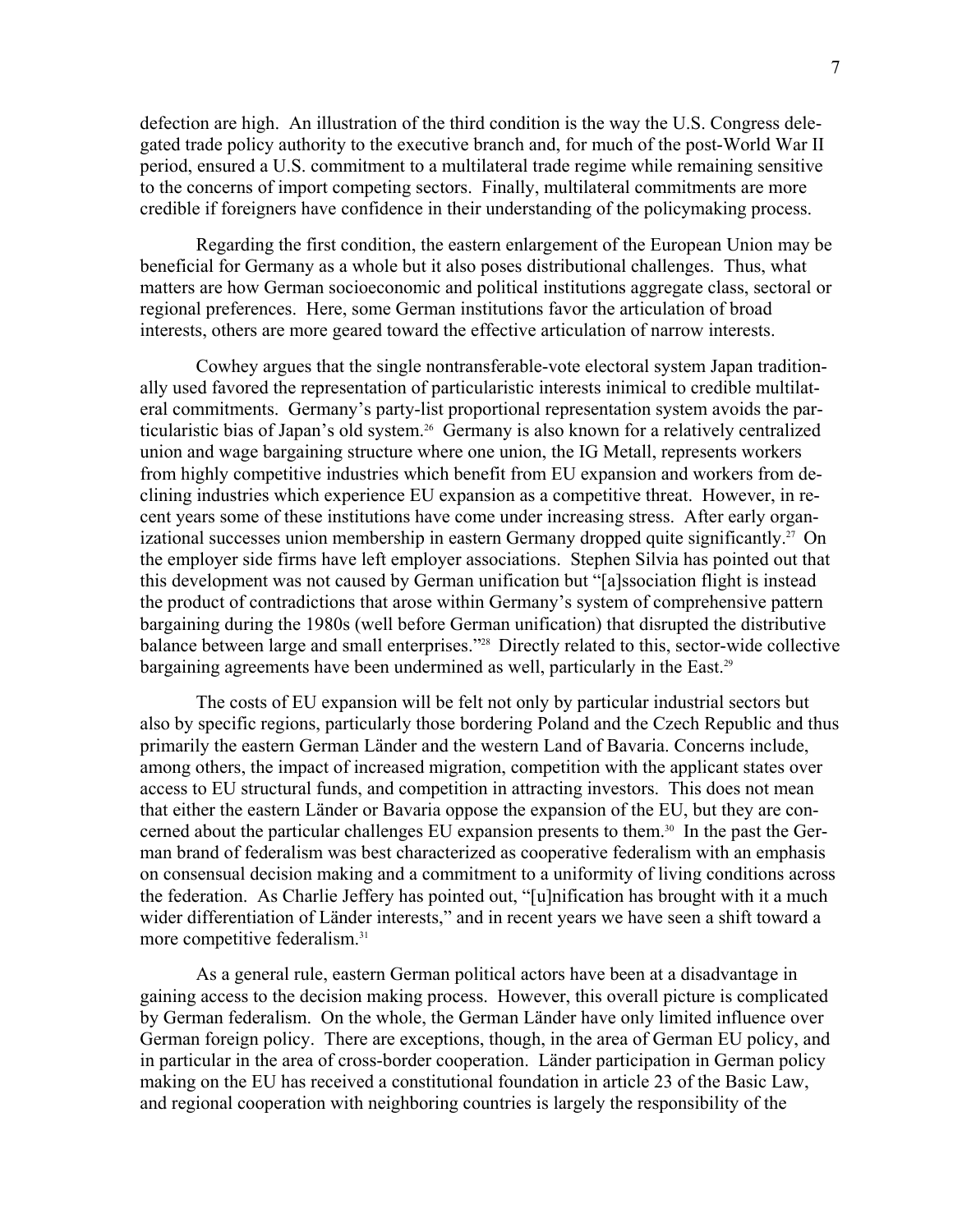defection are high. An illustration of the third condition is the way the U.S. Congress delegated trade policy authority to the executive branch and, for much of the post-World War II period, ensured a U.S. commitment to a multilateral trade regime while remaining sensitive to the concerns of import competing sectors. Finally, multilateral commitments are more credible if foreigners have confidence in their understanding of the policymaking process.

Regarding the first condition, the eastern enlargement of the European Union may be beneficial for Germany as a whole but it also poses distributional challenges. Thus, what matters are how German socioeconomic and political institutions aggregate class, sectoral or regional preferences. Here, some German institutions favor the articulation of broad interests, others are more geared toward the effective articulation of narrow interests.

Cowhey argues that the single nontransferable-vote electoral system Japan traditionally used favored the representation of particularistic interests inimical to credible multilateral commitments. Germany's party-list proportional representation system avoids the particularistic bias of Japan's old system.[26] Germany is also known for a relatively centralized union and wage bargaining structure where one union, the IG Metall, represents workers from highly competitive industries which benefit from EU expansion and workers from declining industries which experience EU expansion as a competitive threat. However, in recent years some of these institutions have come under increasing stress. After early organizational successes union membership in eastern Germany dropped quite significantly.[27] On the employer side firms have left employer associations. Stephen Silvia has pointed out that this development was not caused by German unification but "[a]ssociation flight is instead the product of contradictions that arose within Germany's system of comprehensive pattern bargaining during the 1980s (well before German unification) that disrupted the distributive balance between large and small enterprises."[28] Directly related to this, sector-wide collective bargaining agreements have been undermined as well, particularly in the East.[29]

The costs of EU expansion will be felt not only by particular industrial sectors but also by specific regions, particularly those bordering Poland and the Czech Republic and thus primarily the eastern German Länder and the western Land of Bavaria. Concerns include, among others, the impact of increased migration, competition with the applicant states over access to EU structural funds, and competition in attracting investors. This does not mean that either the eastern Länder or Bavaria oppose the expansion of the EU, but they are concerned about the particular challenges EU expansion presents to them.[30] In the past the German brand of federalism was best characterized as cooperative federalism with an emphasis on consensual decision making and a commitment to a uniformity of living conditions across the federation. As Charlie Jeffery has pointed out, "[u]nification has brought with it a much wider differentiation of Länder interests," and in recent years we have seen a shift toward a more competitive federalism.[31]

As a general rule, eastern German political actors have been at a disadvantage in gaining access to the decision making process. However, this overall picture is complicated by German federalism. On the whole, the German Länder have only limited influence over German foreign policy. There are exceptions, though, in the area of German EU policy, and in particular in the area of cross-border cooperation. Länder participation in German policy making on the EU has received a constitutional foundation in article 23 of the Basic Law, and regional cooperation with neighboring countries is largely the responsibility of the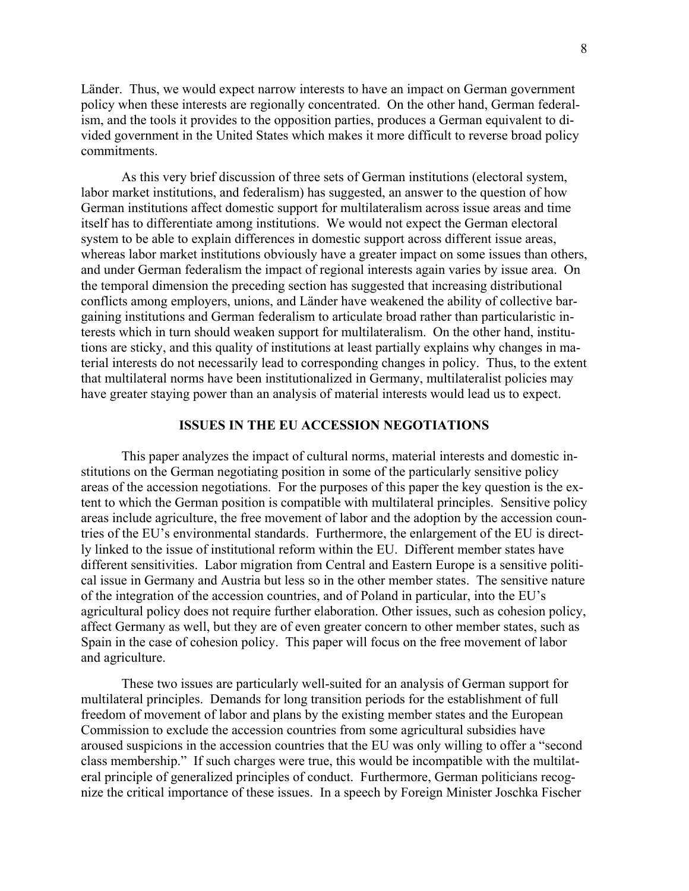Länder. Thus, we would expect narrow interests to have an impact on German government policy when these interests are regionally concentrated. On the other hand, German federalism, and the tools it provides to the opposition parties, produces a German equivalent to divided government in the United States which makes it more difficult to reverse broad policy commitments.

As this very brief discussion of three sets of German institutions (electoral system, labor market institutions, and federalism) has suggested, an answer to the question of how German institutions affect domestic support for multilateralism across issue areas and time itself has to differentiate among institutions. We would not expect the German electoral system to be able to explain differences in domestic support across different issue areas, whereas labor market institutions obviously have a greater impact on some issues than others, and under German federalism the impact of regional interests again varies by issue area. On the temporal dimension the preceding section has suggested that increasing distributional conflicts among employers, unions, and Länder have weakened the ability of collective bargaining institutions and German federalism to articulate broad rather than particularistic interests which in turn should weaken support for multilateralism. On the other hand, institutions are sticky, and this quality of institutions at least partially explains why changes in material interests do not necessarily lead to corresponding changes in policy. Thus, to the extent that multilateral norms have been institutionalized in Germany, multilateralist policies may have greater staying power than an analysis of material interests would lead us to expect.

## ISSUES IN THE EU ACCESSION NEGOTIATIONS

This paper analyzes the impact of cultural norms, material interests and domestic institutions on the German negotiating position in some of the particularly sensitive policy areas of the accession negotiations. For the purposes of this paper the key question is the extent to which the German position is compatible with multilateral principles. Sensitive policy areas include agriculture, the free movement of labor and the adoption by the accession countries of the EU's environmental standards. Furthermore, the enlargement of the EU is directly linked to the issue of institutional reform within the EU. Different member states have different sensitivities. Labor migration from Central and Eastern Europe is a sensitive political issue in Germany and Austria but less so in the other member states. The sensitive nature of the integration of the accession countries, and of Poland in particular, into the EU's agricultural policy does not require further elaboration. Other issues, such as cohesion policy, affect Germany as well, but they are of even greater concern to other member states, such as Spain in the case of cohesion policy. This paper will focus on the free movement of labor and agriculture.

These two issues are particularly well-suited for an analysis of German support for multilateral principles. Demands for long transition periods for the establishment of full freedom of movement of labor and plans by the existing member states and the European Commission to exclude the accession countries from some agricultural subsidies have aroused suspicions in the accession countries that the EU was only willing to offer a "second class membership." If such charges were true, this would be incompatible with the multilateral principle of generalized principles of conduct. Furthermore, German politicians recognize the critical importance of these issues. In a speech by Foreign Minister Joschka Fischer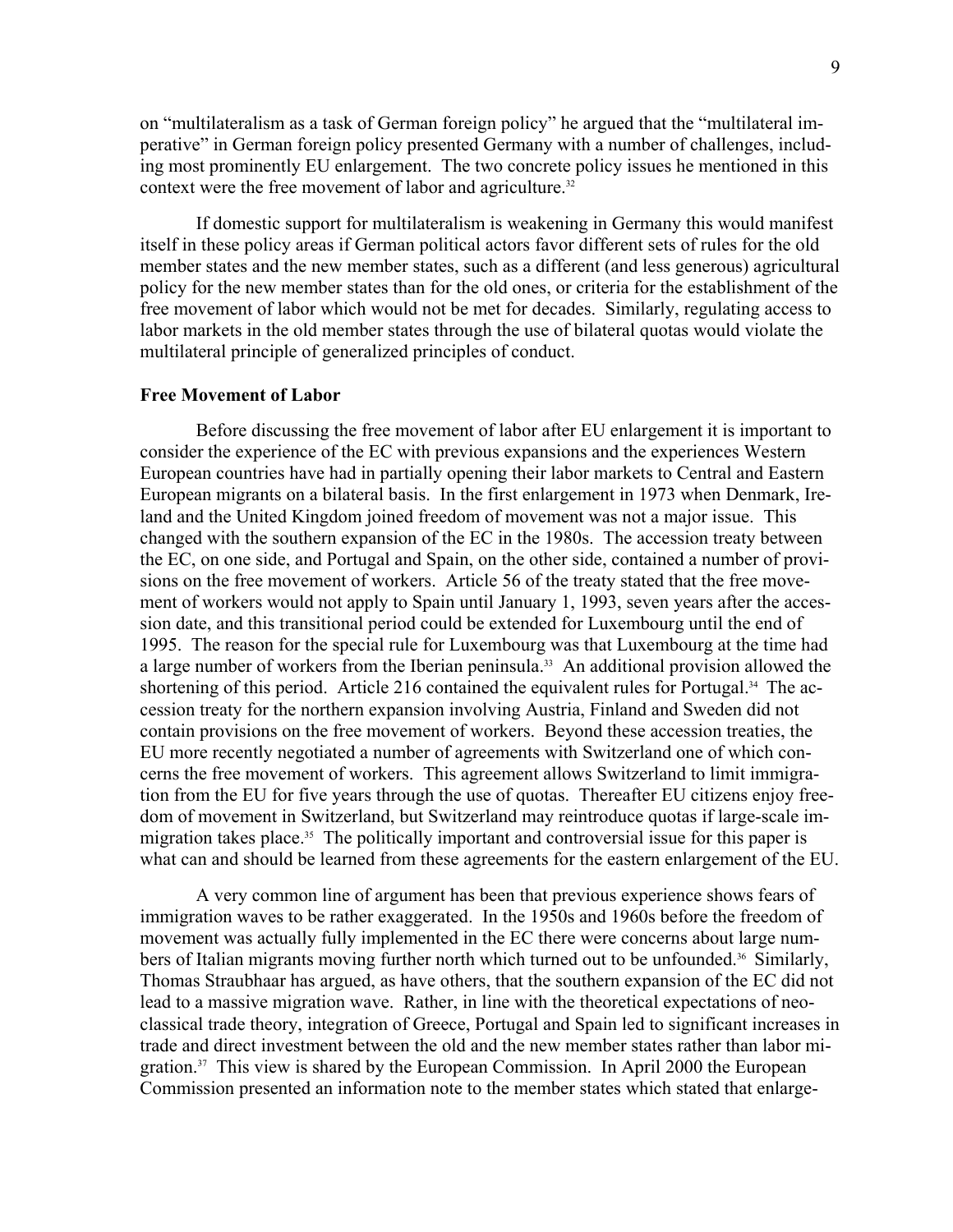on "multilateralism as a task of German foreign policy" he argued that the "multilateral imperative" in German foreign policy presented Germany with a number of challenges, including most prominently EU enlargement. The two concrete policy issues he mentioned in this context were the free movement of labor and agriculture.[32]

If domestic support for multilateralism is weakening in Germany this would manifest itself in these policy areas if German political actors favor different sets of rules for the old member states and the new member states, such as a different (and less generous) agricultural policy for the new member states than for the old ones, or criteria for the establishment of the free movement of labor which would not be met for decades. Similarly, regulating access to labor markets in the old member states through the use of bilateral quotas would violate the multilateral principle of generalized principles of conduct.

**Free Movement of Labor**

Before discussing the free movement of labor after EU enlargement it is important to consider the experience of the EC with previous expansions and the experiences Western European countries have had in partially opening their labor markets to Central and Eastern European migrants on a bilateral basis. In the first enlargement in 1973 when Denmark, Ireland and the United Kingdom joined freedom of movement was not a major issue. This changed with the southern expansion of the EC in the 1980s. The accession treaty between the EC, on one side, and Portugal and Spain, on the other side, contained a number of provisions on the free movement of workers. Article 56 of the treaty stated that the free movement of workers would not apply to Spain until January 1, 1993, seven years after the accession date, and this transitional period could be extended for Luxembourg until the end of 1995. The reason for the special rule for Luxembourg was that Luxembourg at the time had a large number of workers from the Iberian peninsula.[33] An additional provision allowed the shortening of this period. Article 216 contained the equivalent rules for Portugal.[34] The accession treaty for the northern expansion involving Austria, Finland and Sweden did not contain provisions on the free movement of workers. Beyond these accession treaties, the EU more recently negotiated a number of agreements with Switzerland one of which concerns the free movement of workers. This agreement allows Switzerland to limit immigration from the EU for five years through the use of quotas. Thereafter EU citizens enjoy freedom of movement in Switzerland, but Switzerland may reintroduce quotas if large-scale immigration takes place.[35] The politically important and controversial issue for this paper is what can and should be learned from these agreements for the eastern enlargement of the EU.

A very common line of argument has been that previous experience shows fears of immigration waves to be rather exaggerated. In the 1950s and 1960s before the freedom of movement was actually fully implemented in the EC there were concerns about large numbers of Italian migrants moving further north which turned out to be unfounded.[36] Similarly, Thomas Straubhaar has argued, as have others, that the southern expansion of the EC did not lead to a massive migration wave. Rather, in line with the theoretical expectations of neoclassical trade theory, integration of Greece, Portugal and Spain led to significant increases in trade and direct investment between the old and the new member states rather than labor migration.[37] This view is shared by the European Commission. In April 2000 the European Commission presented an information note to the member states which stated that enlarge-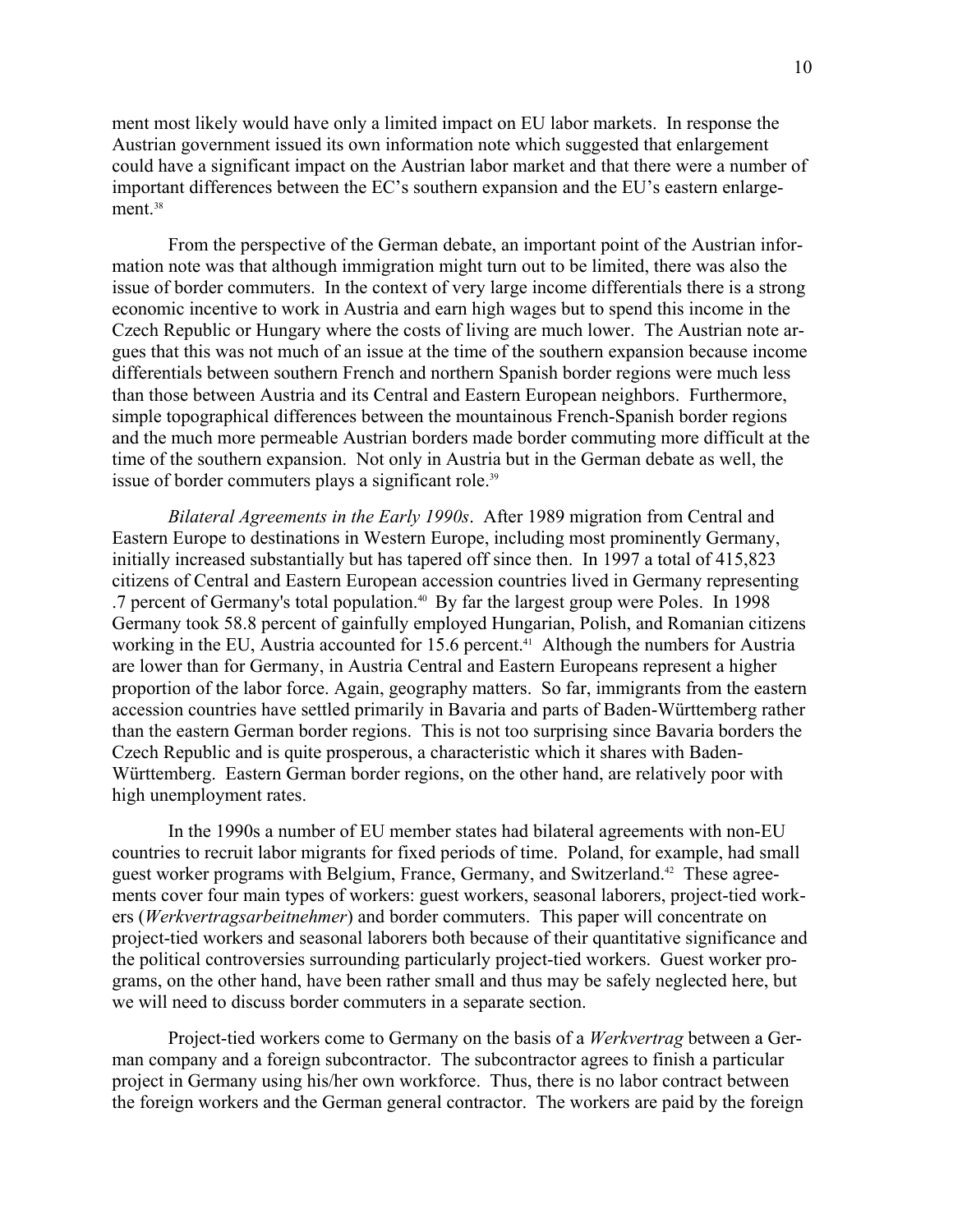ment most likely would have only a limited impact on EU labor markets. In response the Austrian government issued its own information note which suggested that enlargement could have a significant impact on the Austrian labor market and that there were a number of important differences between the EC's southern expansion and the EU's eastern enlargement.[38]

From the perspective of the German debate, an important point of the Austrian information note was that although immigration might turn out to be limited, there was also the issue of border commuters. In the context of very large income differentials there is a strong economic incentive to work in Austria and earn high wages but to spend this income in the Czech Republic or Hungary where the costs of living are much lower. The Austrian note argues that this was not much of an issue at the time of the southern expansion because income differentials between southern French and northern Spanish border regions were much less than those between Austria and its Central and Eastern European neighbors. Furthermore, simple topographical differences between the mountainous French-Spanish border regions and the much more permeable Austrian borders made border commuting more difficult at the time of the southern expansion. Not only in Austria but in the German debate as well, the issue of border commuters plays a significant role.[39]

*Bilateral Agreements in the Early 1990s*. After 1989 migration from Central and Eastern Europe to destinations in Western Europe, including most prominently Germany, initially increased substantially but has tapered off since then. In 1997 a total of 415,823 citizens of Central and Eastern European accession countries lived in Germany representing .7 percent of Germany's total population.[40] By far the largest group were Poles. In 1998 Germany took 58.8 percent of gainfully employed Hungarian, Polish, and Romanian citizens working in the EU, Austria accounted for 15.6 percent.[41] Although the numbers for Austria are lower than for Germany, in Austria Central and Eastern Europeans represent a higher proportion of the labor force. Again, geography matters. So far, immigrants from the eastern accession countries have settled primarily in Bavaria and parts of Baden-Württemberg rather than the eastern German border regions. This is not too surprising since Bavaria borders the Czech Republic and is quite prosperous, a characteristic which it shares with Baden-Württemberg. Eastern German border regions, on the other hand, are relatively poor with high unemployment rates.

In the 1990s a number of EU member states had bilateral agreements with non-EU countries to recruit labor migrants for fixed periods of time. Poland, for example, had small guest worker programs with Belgium, France, Germany, and Switzerland.[42] These agreements cover four main types of workers: guest workers, seasonal laborers, project-tied workers (*Werkvertragsarbeitnehmer*) and border commuters. This paper will concentrate on project-tied workers and seasonal laborers both because of their quantitative significance and the political controversies surrounding particularly project-tied workers. Guest worker programs, on the other hand, have been rather small and thus may be safely neglected here, but we will need to discuss border commuters in a separate section.

Project-tied workers come to Germany on the basis of a *Werkvertrag* between a German company and a foreign subcontractor. The subcontractor agrees to finish a particular project in Germany using his/her own workforce. Thus, there is no labor contract between the foreign workers and the German general contractor. The workers are paid by the foreign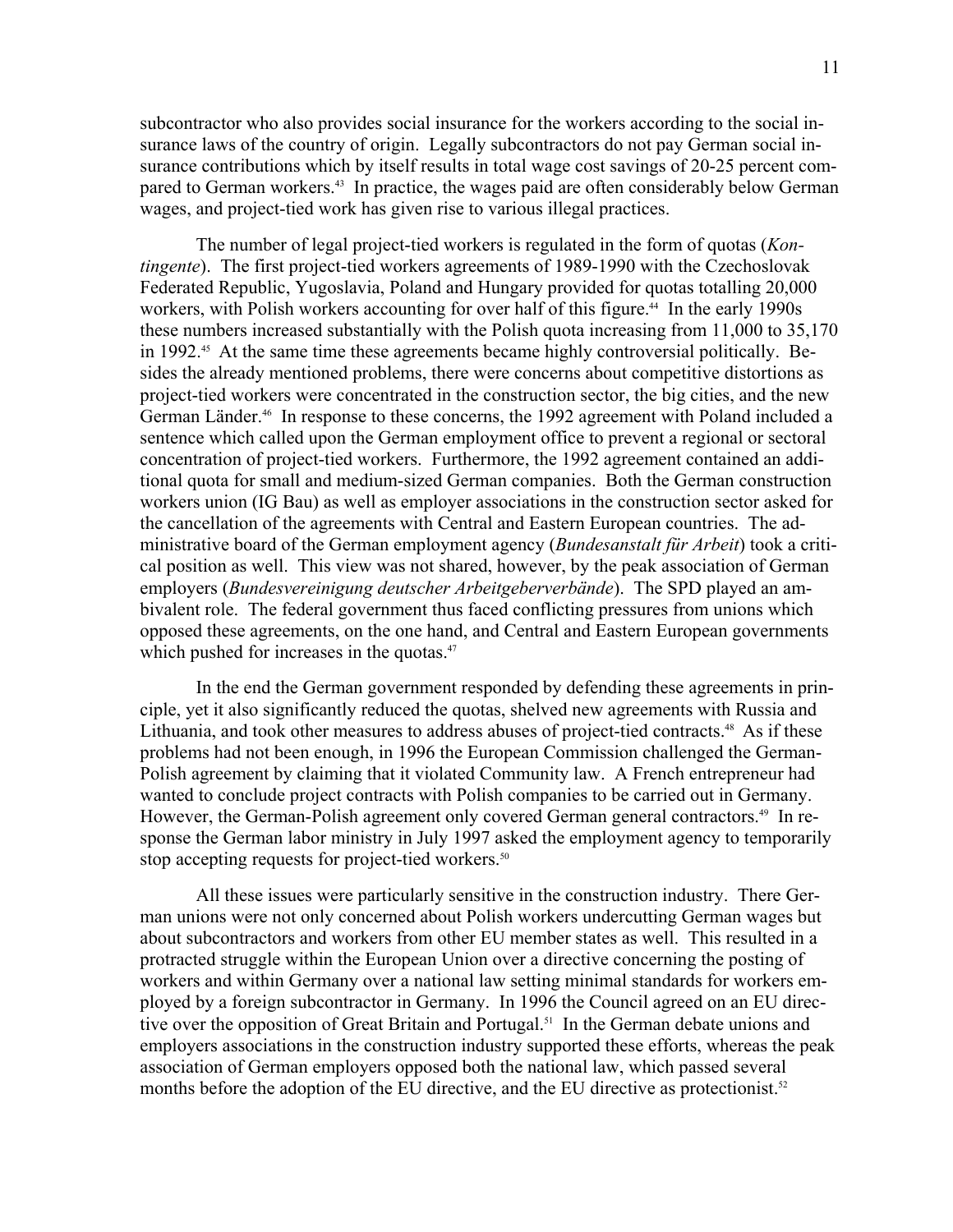subcontractor who also provides social insurance for the workers according to the social insurance laws of the country of origin. Legally subcontractors do not pay German social insurance contributions which by itself results in total wage cost savings of 20-25 percent compared to German workers.[43] In practice, the wages paid are often considerably below German wages, and project-tied work has given rise to various illegal practices.

The number of legal project-tied workers is regulated in the form of quotas (*Kontingente*). The first project-tied workers agreements of 1989-1990 with the Czechoslovak Federated Republic, Yugoslavia, Poland and Hungary provided for quotas totalling 20,000 workers, with Polish workers accounting for over half of this figure.[44] In the early 1990s these numbers increased substantially with the Polish quota increasing from 11,000 to 35,170 in 1992.[45] At the same time these agreements became highly controversial politically. Besides the already mentioned problems, there were concerns about competitive distortions as project-tied workers were concentrated in the construction sector, the big cities, and the new German Länder.[46] In response to these concerns, the 1992 agreement with Poland included a sentence which called upon the German employment office to prevent a regional or sectoral concentration of project-tied workers. Furthermore, the 1992 agreement contained an additional quota for small and medium-sized German companies. Both the German construction workers union (IG Bau) as well as employer associations in the construction sector asked for the cancellation of the agreements with Central and Eastern European countries. The administrative board of the German employment agency (*Bundesanstalt für Arbeit*) took a critical position as well. This view was not shared, however, by the peak association of German employers (*Bundesvereinigung deutscher Arbeitgeberverbände*). The SPD played an ambivalent role. The federal government thus faced conflicting pressures from unions which opposed these agreements, on the one hand, and Central and Eastern European governments which pushed for increases in the quotas.[47]

In the end the German government responded by defending these agreements in principle, yet it also significantly reduced the quotas, shelved new agreements with Russia and Lithuania, and took other measures to address abuses of project-tied contracts.[48] As if these problems had not been enough, in 1996 the European Commission challenged the German-Polish agreement by claiming that it violated Community law. A French entrepreneur had wanted to conclude project contracts with Polish companies to be carried out in Germany. However, the German-Polish agreement only covered German general contractors.[49] In response the German labor ministry in July 1997 asked the employment agency to temporarily stop accepting requests for project-tied workers.[50]

All these issues were particularly sensitive in the construction industry. There German unions were not only concerned about Polish workers undercutting German wages but about subcontractors and workers from other EU member states as well. This resulted in a protracted struggle within the European Union over a directive concerning the posting of workers and within Germany over a national law setting minimal standards for workers employed by a foreign subcontractor in Germany. In 1996 the Council agreed on an EU directive over the opposition of Great Britain and Portugal.[51] In the German debate unions and employers associations in the construction industry supported these efforts, whereas the peak association of German employers opposed both the national law, which passed several months before the adoption of the EU directive, and the EU directive as protectionist.[52]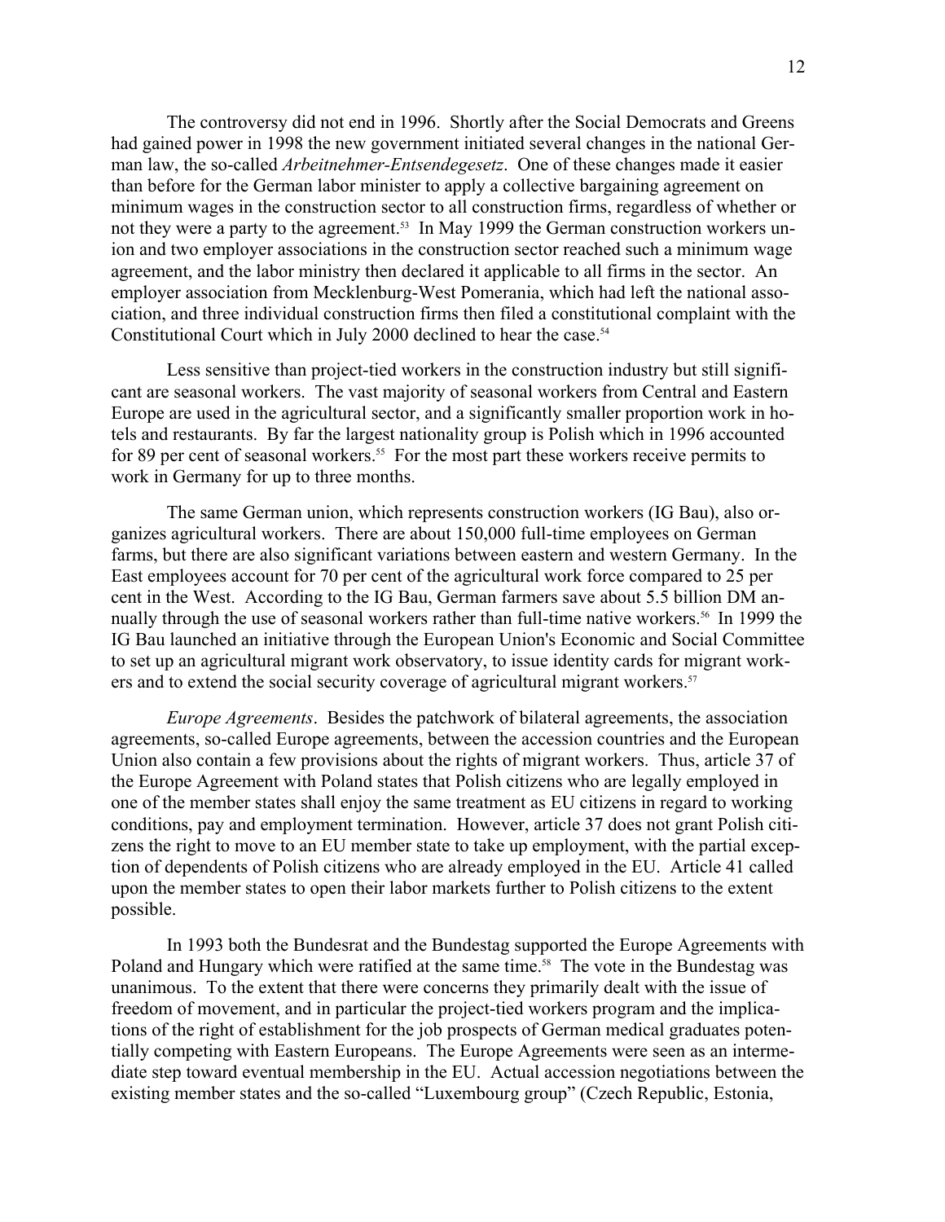The controversy did not end in 1996. Shortly after the Social Democrats and Greens had gained power in 1998 the new government initiated several changes in the national German law, the so-called *Arbeitnehmer-Entsendegesetz*. One of these changes made it easier than before for the German labor minister to apply a collective bargaining agreement on minimum wages in the construction sector to all construction firms, regardless of whether or not they were a party to the agreement.[53] In May 1999 the German construction workers union and two employer associations in the construction sector reached such a minimum wage agreement, and the labor ministry then declared it applicable to all firms in the sector. An employer association from Mecklenburg-West Pomerania, which had left the national association, and three individual construction firms then filed a constitutional complaint with the Constitutional Court which in July 2000 declined to hear the case.[54]

Less sensitive than project-tied workers in the construction industry but still significant are seasonal workers. The vast majority of seasonal workers from Central and Eastern Europe are used in the agricultural sector, and a significantly smaller proportion work in hotels and restaurants. By far the largest nationality group is Polish which in 1996 accounted for 89 per cent of seasonal workers.[55] For the most part these workers receive permits to work in Germany for up to three months.

The same German union, which represents construction workers (IG Bau), also organizes agricultural workers. There are about 150,000 full-time employees on German farms, but there are also significant variations between eastern and western Germany. In the East employees account for 70 per cent of the agricultural work force compared to 25 per cent in the West. According to the IG Bau, German farmers save about 5.5 billion DM annually through the use of seasonal workers rather than full-time native workers.[56] In 1999 the IG Bau launched an initiative through the European Union's Economic and Social Committee to set up an agricultural migrant work observatory, to issue identity cards for migrant workers and to extend the social security coverage of agricultural migrant workers.[57]

*Europe Agreements*. Besides the patchwork of bilateral agreements, the association agreements, so-called Europe agreements, between the accession countries and the European Union also contain a few provisions about the rights of migrant workers. Thus, article 37 of the Europe Agreement with Poland states that Polish citizens who are legally employed in one of the member states shall enjoy the same treatment as EU citizens in regard to working conditions, pay and employment termination. However, article 37 does not grant Polish citizens the right to move to an EU member state to take up employment, with the partial exception of dependents of Polish citizens who are already employed in the EU. Article 41 called upon the member states to open their labor markets further to Polish citizens to the extent possible.

In 1993 both the Bundesrat and the Bundestag supported the Europe Agreements with Poland and Hungary which were ratified at the same time.[58] The vote in the Bundestag was unanimous. To the extent that there were concerns they primarily dealt with the issue of freedom of movement, and in particular the project-tied workers program and the implications of the right of establishment for the job prospects of German medical graduates potentially competing with Eastern Europeans. The Europe Agreements were seen as an intermediate step toward eventual membership in the EU. Actual accession negotiations between the existing member states and the so-called "Luxembourg group" (Czech Republic, Estonia,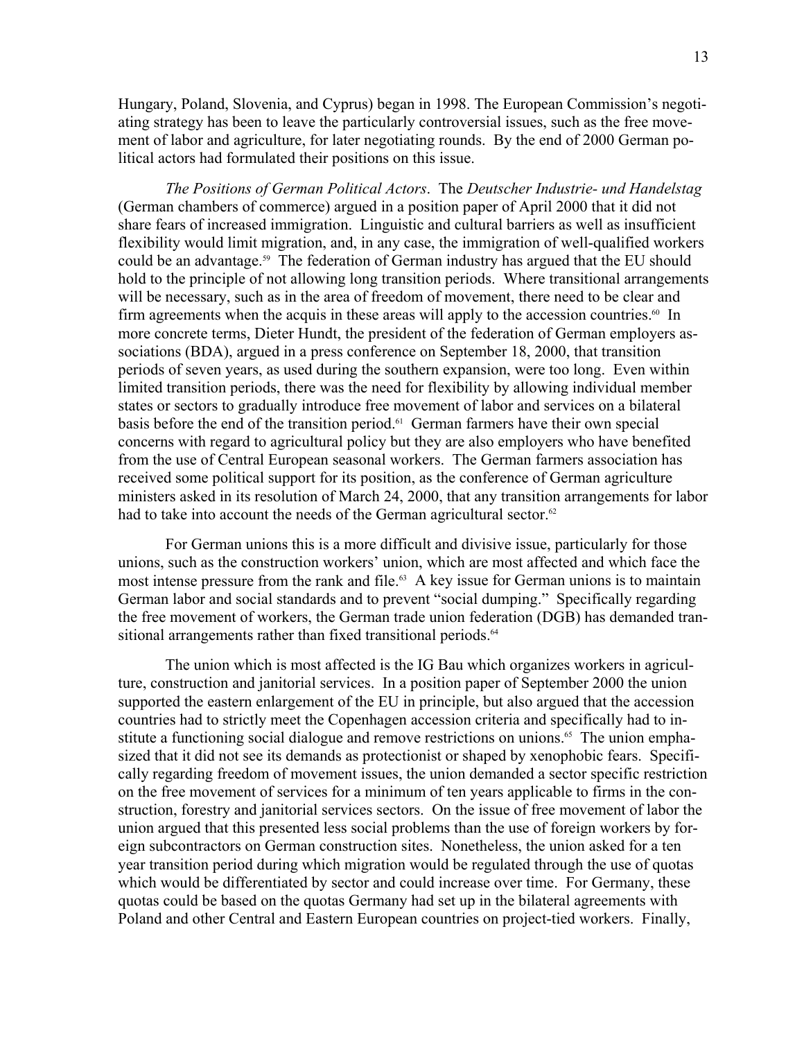Hungary, Poland, Slovenia, and Cyprus) began in 1998. The European Commission's negotiating strategy has been to leave the particularly controversial issues, such as the free movement of labor and agriculture, for later negotiating rounds. By the end of 2000 German political actors had formulated their positions on this issue.

*The Positions of German Political Actors*. The *Deutscher Industrie- und Handelstag* (German chambers of commerce) argued in a position paper of April 2000 that it did not share fears of increased immigration. Linguistic and cultural barriers as well as insufficient flexibility would limit migration, and, in any case, the immigration of well-qualified workers could be an advantage.[59] The federation of German industry has argued that the EU should hold to the principle of not allowing long transition periods. Where transitional arrangements will be necessary, such as in the area of freedom of movement, there need to be clear and firm agreements when the acquis in these areas will apply to the accession countries.[60] In more concrete terms, Dieter Hundt, the president of the federation of German employers associations (BDA), argued in a press conference on September 18, 2000, that transition periods of seven years, as used during the southern expansion, were too long. Even within limited transition periods, there was the need for flexibility by allowing individual member states or sectors to gradually introduce free movement of labor and services on a bilateral basis before the end of the transition period.[61] German farmers have their own special concerns with regard to agricultural policy but they are also employers who have benefited from the use of Central European seasonal workers. The German farmers association has received some political support for its position, as the conference of German agriculture ministers asked in its resolution of March 24, 2000, that any transition arrangements for labor had to take into account the needs of the German agricultural sector.[62]

For German unions this is a more difficult and divisive issue, particularly for those unions, such as the construction workers' union, which are most affected and which face the most intense pressure from the rank and file.[63] A key issue for German unions is to maintain German labor and social standards and to prevent "social dumping." Specifically regarding the free movement of workers, the German trade union federation (DGB) has demanded transitional arrangements rather than fixed transitional periods.[64]

The union which is most affected is the IG Bau which organizes workers in agriculture, construction and janitorial services. In a position paper of September 2000 the union supported the eastern enlargement of the EU in principle, but also argued that the accession countries had to strictly meet the Copenhagen accession criteria and specifically had to institute a functioning social dialogue and remove restrictions on unions.[65] The union emphasized that it did not see its demands as protectionist or shaped by xenophobic fears. Specifically regarding freedom of movement issues, the union demanded a sector specific restriction on the free movement of services for a minimum of ten years applicable to firms in the construction, forestry and janitorial services sectors. On the issue of free movement of labor the union argued that this presented less social problems than the use of foreign workers by foreign subcontractors on German construction sites. Nonetheless, the union asked for a ten year transition period during which migration would be regulated through the use of quotas which would be differentiated by sector and could increase over time. For Germany, these quotas could be based on the quotas Germany had set up in the bilateral agreements with Poland and other Central and Eastern European countries on project-tied workers. Finally,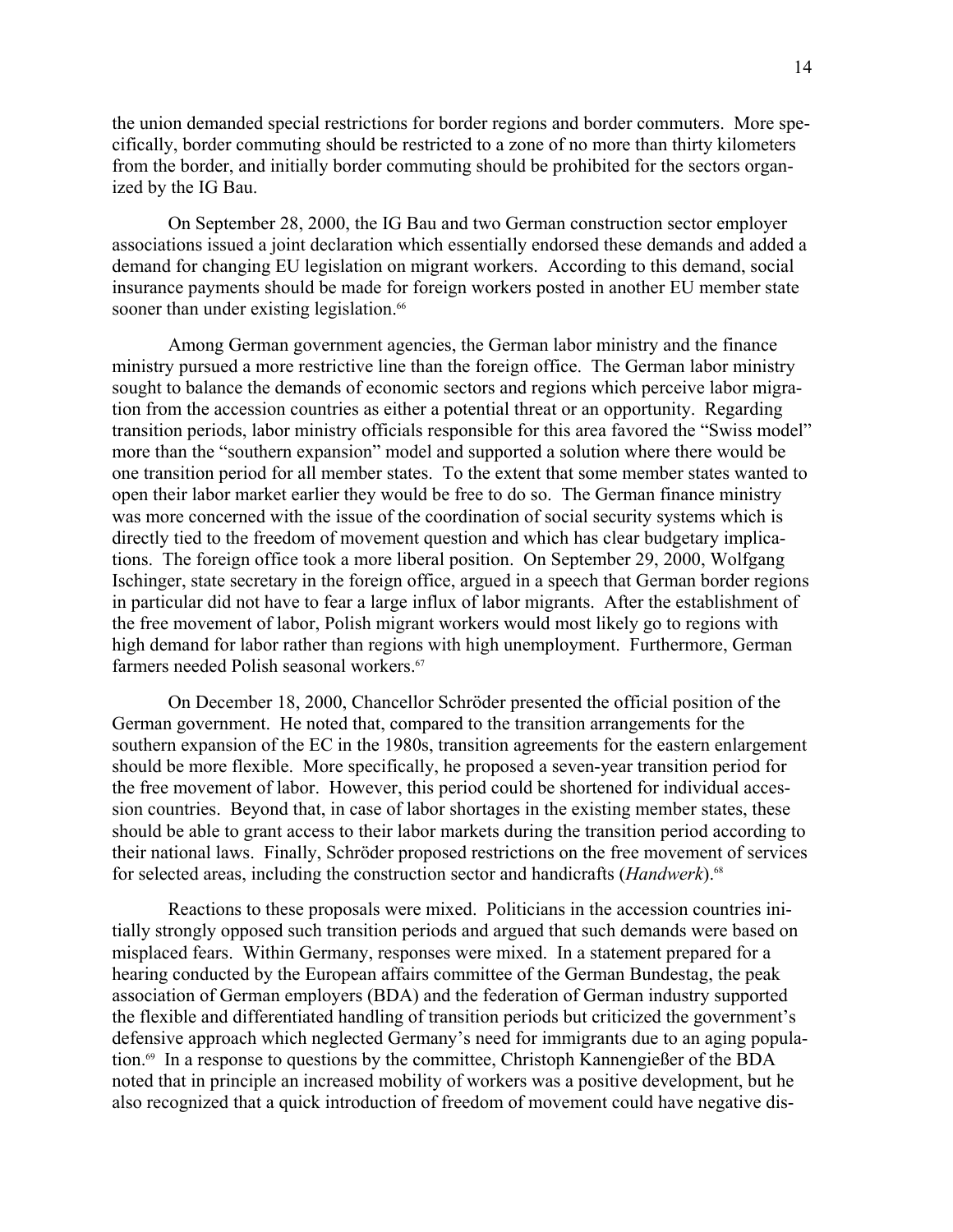the union demanded special restrictions for border regions and border commuters. More specifically, border commuting should be restricted to a zone of no more than thirty kilometers from the border, and initially border commuting should be prohibited for the sectors organized by the IG Bau.

On September 28, 2000, the IG Bau and two German construction sector employer associations issued a joint declaration which essentially endorsed these demands and added a demand for changing EU legislation on migrant workers. According to this demand, social insurance payments should be made for foreign workers posted in another EU member state sooner than under existing legislation.[66]

Among German government agencies, the German labor ministry and the finance ministry pursued a more restrictive line than the foreign office. The German labor ministry sought to balance the demands of economic sectors and regions which perceive labor migration from the accession countries as either a potential threat or an opportunity. Regarding transition periods, labor ministry officials responsible for this area favored the "Swiss model" more than the "southern expansion" model and supported a solution where there would be one transition period for all member states. To the extent that some member states wanted to open their labor market earlier they would be free to do so. The German finance ministry was more concerned with the issue of the coordination of social security systems which is directly tied to the freedom of movement question and which has clear budgetary implications. The foreign office took a more liberal position. On September 29, 2000, Wolfgang Ischinger, state secretary in the foreign office, argued in a speech that German border regions in particular did not have to fear a large influx of labor migrants. After the establishment of the free movement of labor, Polish migrant workers would most likely go to regions with high demand for labor rather than regions with high unemployment. Furthermore, German farmers needed Polish seasonal workers.[67]

On December 18, 2000, Chancellor Schröder presented the official position of the German government. He noted that, compared to the transition arrangements for the southern expansion of the EC in the 1980s, transition agreements for the eastern enlargement should be more flexible. More specifically, he proposed a seven-year transition period for the free movement of labor. However, this period could be shortened for individual accession countries. Beyond that, in case of labor shortages in the existing member states, these should be able to grant access to their labor markets during the transition period according to their national laws. Finally, Schröder proposed restrictions on the free movement of services for selected areas, including the construction sector and handicrafts (*Handwerk*).[68]

Reactions to these proposals were mixed. Politicians in the accession countries initially strongly opposed such transition periods and argued that such demands were based on misplaced fears. Within Germany, responses were mixed. In a statement prepared for a hearing conducted by the European affairs committee of the German Bundestag, the peak association of German employers (BDA) and the federation of German industry supported the flexible and differentiated handling of transition periods but criticized the government's defensive approach which neglected Germany's need for immigrants due to an aging population.[69] In a response to questions by the committee, Christoph Kannengießer of the BDA noted that in principle an increased mobility of workers was a positive development, but he also recognized that a quick introduction of freedom of movement could have negative dis-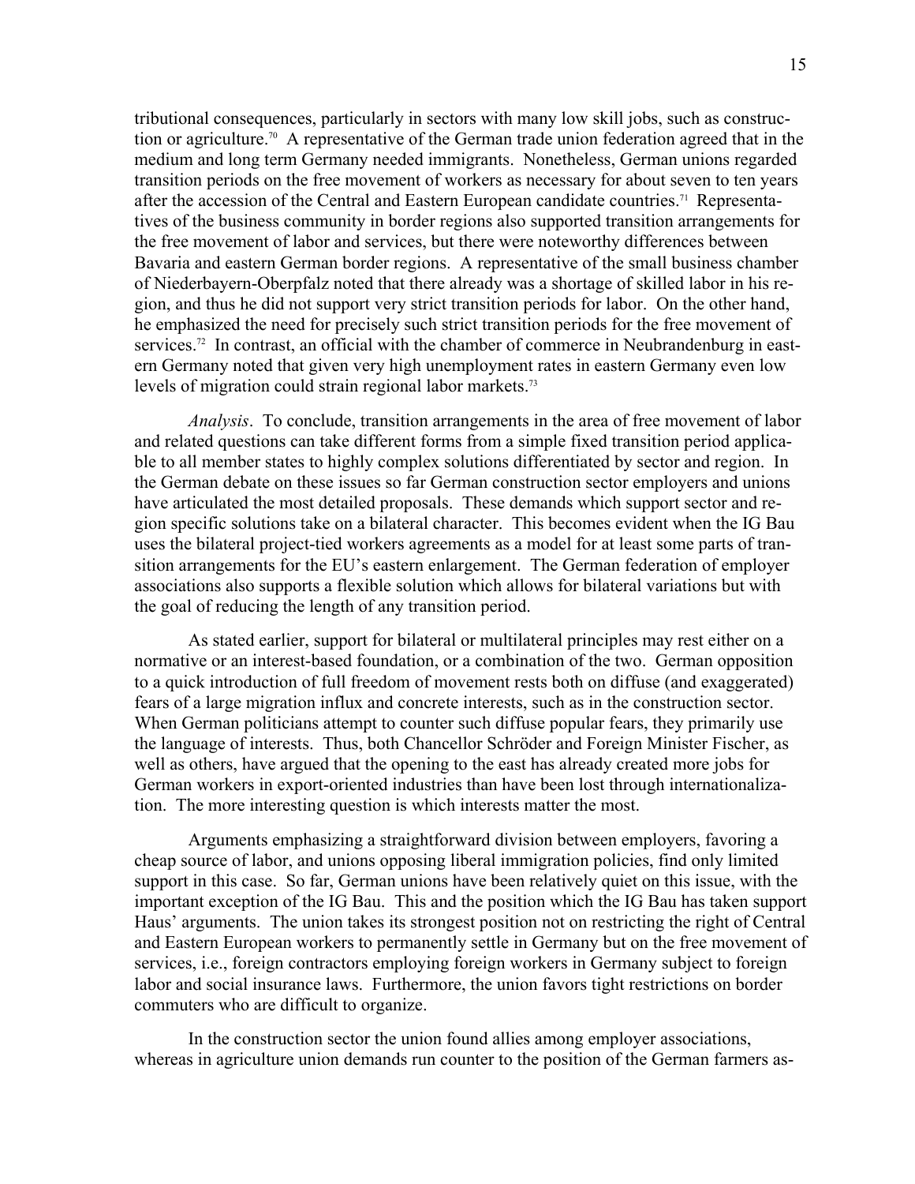tributional consequences, particularly in sectors with many low skill jobs, such as construction or agriculture.[70] A representative of the German trade union federation agreed that in the medium and long term Germany needed immigrants. Nonetheless, German unions regarded transition periods on the free movement of workers as necessary for about seven to ten years after the accession of the Central and Eastern European candidate countries.[71] Representatives of the business community in border regions also supported transition arrangements for the free movement of labor and services, but there were noteworthy differences between Bavaria and eastern German border regions. A representative of the small business chamber of Niederbayern-Oberpfalz noted that there already was a shortage of skilled labor in his region, and thus he did not support very strict transition periods for labor. On the other hand, he emphasized the need for precisely such strict transition periods for the free movement of services.[72] In contrast, an official with the chamber of commerce in Neubrandenburg in eastern Germany noted that given very high unemployment rates in eastern Germany even low levels of migration could strain regional labor markets.[73]

*Analysis*. To conclude, transition arrangements in the area of free movement of labor and related questions can take different forms from a simple fixed transition period applicable to all member states to highly complex solutions differentiated by sector and region. In the German debate on these issues so far German construction sector employers and unions have articulated the most detailed proposals. These demands which support sector and region specific solutions take on a bilateral character. This becomes evident when the IG Bau uses the bilateral project-tied workers agreements as a model for at least some parts of transition arrangements for the EU's eastern enlargement. The German federation of employer associations also supports a flexible solution which allows for bilateral variations but with the goal of reducing the length of any transition period.

As stated earlier, support for bilateral or multilateral principles may rest either on a normative or an interest-based foundation, or a combination of the two. German opposition to a quick introduction of full freedom of movement rests both on diffuse (and exaggerated) fears of a large migration influx and concrete interests, such as in the construction sector. When German politicians attempt to counter such diffuse popular fears, they primarily use the language of interests. Thus, both Chancellor Schröder and Foreign Minister Fischer, as well as others, have argued that the opening to the east has already created more jobs for German workers in export-oriented industries than have been lost through internationalization. The more interesting question is which interests matter the most.

Arguments emphasizing a straightforward division between employers, favoring a cheap source of labor, and unions opposing liberal immigration policies, find only limited support in this case. So far, German unions have been relatively quiet on this issue, with the important exception of the IG Bau. This and the position which the IG Bau has taken support Haus' arguments. The union takes its strongest position not on restricting the right of Central and Eastern European workers to permanently settle in Germany but on the free movement of services, i.e., foreign contractors employing foreign workers in Germany subject to foreign labor and social insurance laws. Furthermore, the union favors tight restrictions on border commuters who are difficult to organize.

In the construction sector the union found allies among employer associations, whereas in agriculture union demands run counter to the position of the German farmers as-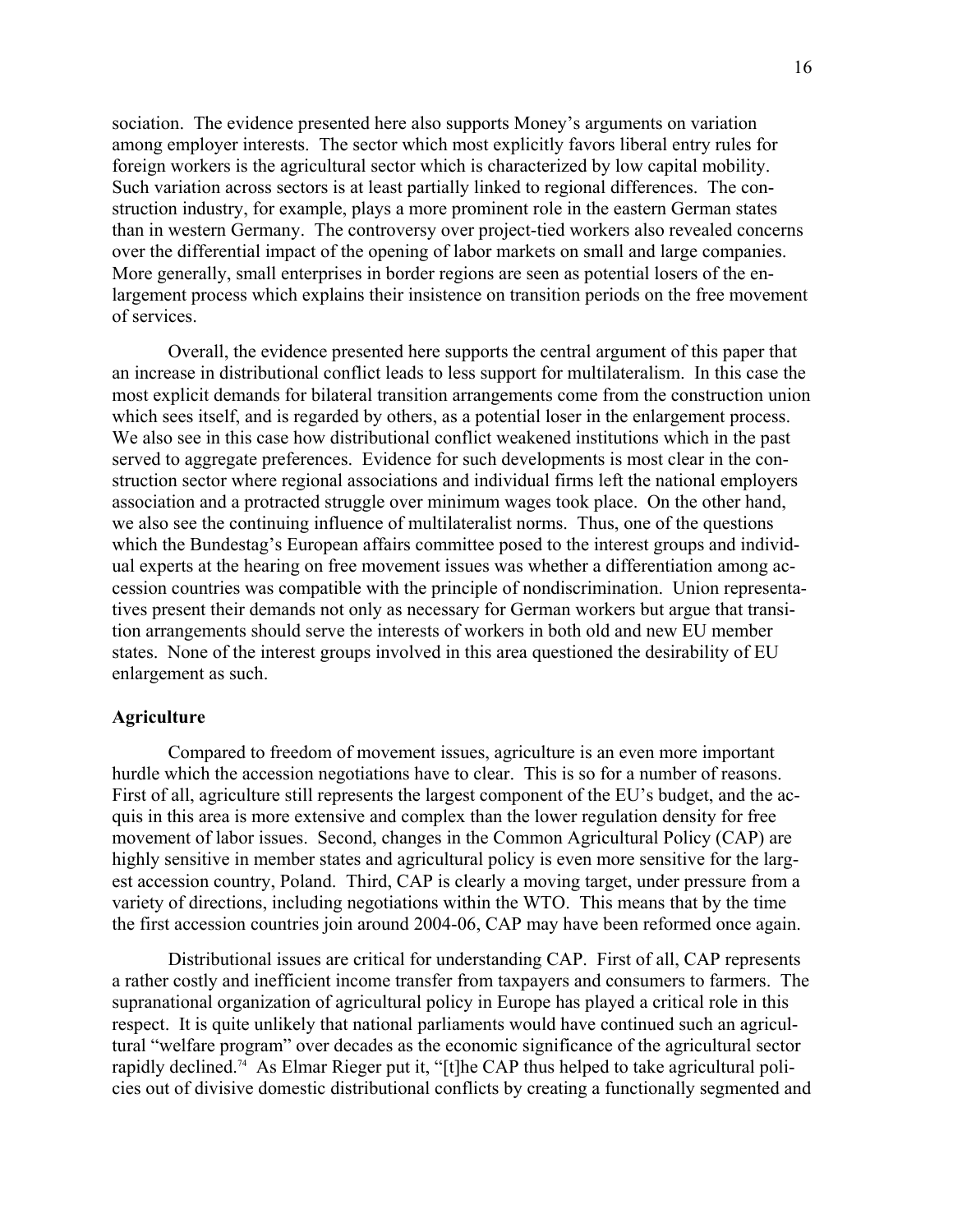sociation. The evidence presented here also supports Money's arguments on variation among employer interests. The sector which most explicitly favors liberal entry rules for foreign workers is the agricultural sector which is characterized by low capital mobility. Such variation across sectors is at least partially linked to regional differences. The construction industry, for example, plays a more prominent role in the eastern German states than in western Germany. The controversy over project-tied workers also revealed concerns over the differential impact of the opening of labor markets on small and large companies. More generally, small enterprises in border regions are seen as potential losers of the enlargement process which explains their insistence on transition periods on the free movement of services.

Overall, the evidence presented here supports the central argument of this paper that an increase in distributional conflict leads to less support for multilateralism. In this case the most explicit demands for bilateral transition arrangements come from the construction union which sees itself, and is regarded by others, as a potential loser in the enlargement process. We also see in this case how distributional conflict weakened institutions which in the past served to aggregate preferences. Evidence for such developments is most clear in the construction sector where regional associations and individual firms left the national employers association and a protracted struggle over minimum wages took place. On the other hand, we also see the continuing influence of multilateralist norms. Thus, one of the questions which the Bundestag's European affairs committee posed to the interest groups and individual experts at the hearing on free movement issues was whether a differentiation among accession countries was compatible with the principle of nondiscrimination. Union representatives present their demands not only as necessary for German workers but argue that transition arrangements should serve the interests of workers in both old and new EU member states. None of the interest groups involved in this area questioned the desirability of EU enlargement as such.

**Agriculture**

Compared to freedom of movement issues, agriculture is an even more important hurdle which the accession negotiations have to clear. This is so for a number of reasons. First of all, agriculture still represents the largest component of the EU's budget, and the acquis in this area is more extensive and complex than the lower regulation density for free movement of labor issues. Second, changes in the Common Agricultural Policy (CAP) are highly sensitive in member states and agricultural policy is even more sensitive for the largest accession country, Poland. Third, CAP is clearly a moving target, under pressure from a variety of directions, including negotiations within the WTO. This means that by the time the first accession countries join around 2004-06, CAP may have been reformed once again.

Distributional issues are critical for understanding CAP. First of all, CAP represents a rather costly and inefficient income transfer from taxpayers and consumers to farmers. The supranational organization of agricultural policy in Europe has played a critical role in this respect. It is quite unlikely that national parliaments would have continued such an agricultural "welfare program" over decades as the economic significance of the agricultural sector rapidly declined.[74] As Elmar Rieger put it, "[t]he CAP thus helped to take agricultural policies out of divisive domestic distributional conflicts by creating a functionally segmented and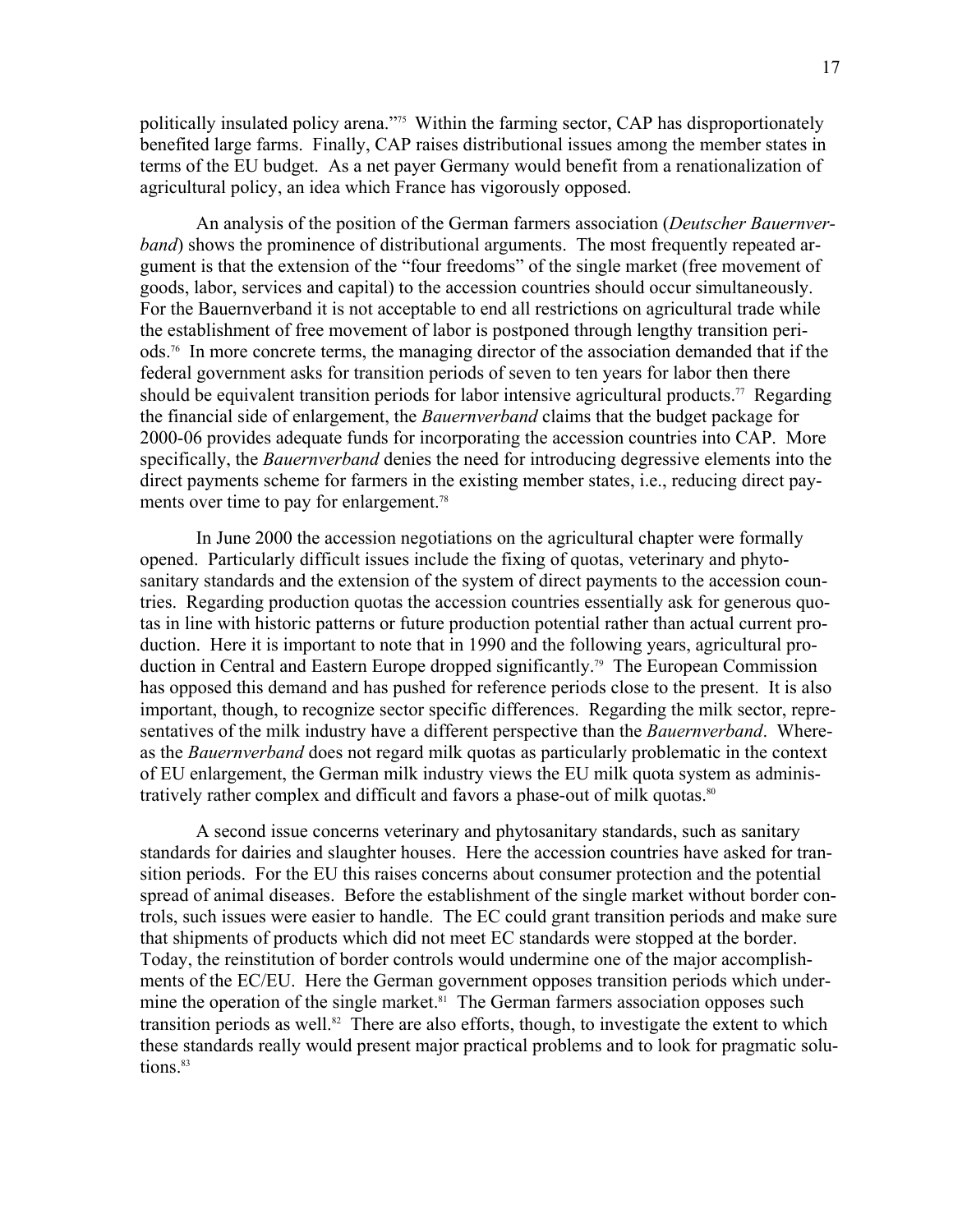politically insulated policy arena."[75] Within the farming sector, CAP has disproportionately benefited large farms. Finally, CAP raises distributional issues among the member states in terms of the EU budget. As a net payer Germany would benefit from a renationalization of agricultural policy, an idea which France has vigorously opposed.

An analysis of the position of the German farmers association (*Deutscher Bauernverband*) shows the prominence of distributional arguments. The most frequently repeated argument is that the extension of the "four freedoms" of the single market (free movement of goods, labor, services and capital) to the accession countries should occur simultaneously. For the Bauernverband it is not acceptable to end all restrictions on agricultural trade while the establishment of free movement of labor is postponed through lengthy transition periods.[76] In more concrete terms, the managing director of the association demanded that if the federal government asks for transition periods of seven to ten years for labor then there should be equivalent transition periods for labor intensive agricultural products.[77] Regarding the financial side of enlargement, the *Bauernverband* claims that the budget package for 2000-06 provides adequate funds for incorporating the accession countries into CAP. More specifically, the *Bauernverband* denies the need for introducing degressive elements into the direct payments scheme for farmers in the existing member states, i.e., reducing direct payments over time to pay for enlargement.[78]

In June 2000 the accession negotiations on the agricultural chapter were formally opened. Particularly difficult issues include the fixing of quotas, veterinary and phytosanitary standards and the extension of the system of direct payments to the accession countries. Regarding production quotas the accession countries essentially ask for generous quotas in line with historic patterns or future production potential rather than actual current production. Here it is important to note that in 1990 and the following years, agricultural production in Central and Eastern Europe dropped significantly.[79] The European Commission has opposed this demand and has pushed for reference periods close to the present. It is also important, though, to recognize sector specific differences. Regarding the milk sector, representatives of the milk industry have a different perspective than the *Bauernverband*. Whereas the *Bauernverband* does not regard milk quotas as particularly problematic in the context of EU enlargement, the German milk industry views the EU milk quota system as administratively rather complex and difficult and favors a phase-out of milk quotas.[80]

A second issue concerns veterinary and phytosanitary standards, such as sanitary standards for dairies and slaughter houses. Here the accession countries have asked for transition periods. For the EU this raises concerns about consumer protection and the potential spread of animal diseases. Before the establishment of the single market without border controls, such issues were easier to handle. The EC could grant transition periods and make sure that shipments of products which did not meet EC standards were stopped at the border. Today, the reinstitution of border controls would undermine one of the major accomplishments of the EC/EU. Here the German government opposes transition periods which undermine the operation of the single market.[81] The German farmers association opposes such transition periods as well.[82] There are also efforts, though, to investigate the extent to which these standards really would present major practical problems and to look for pragmatic solutions.[83]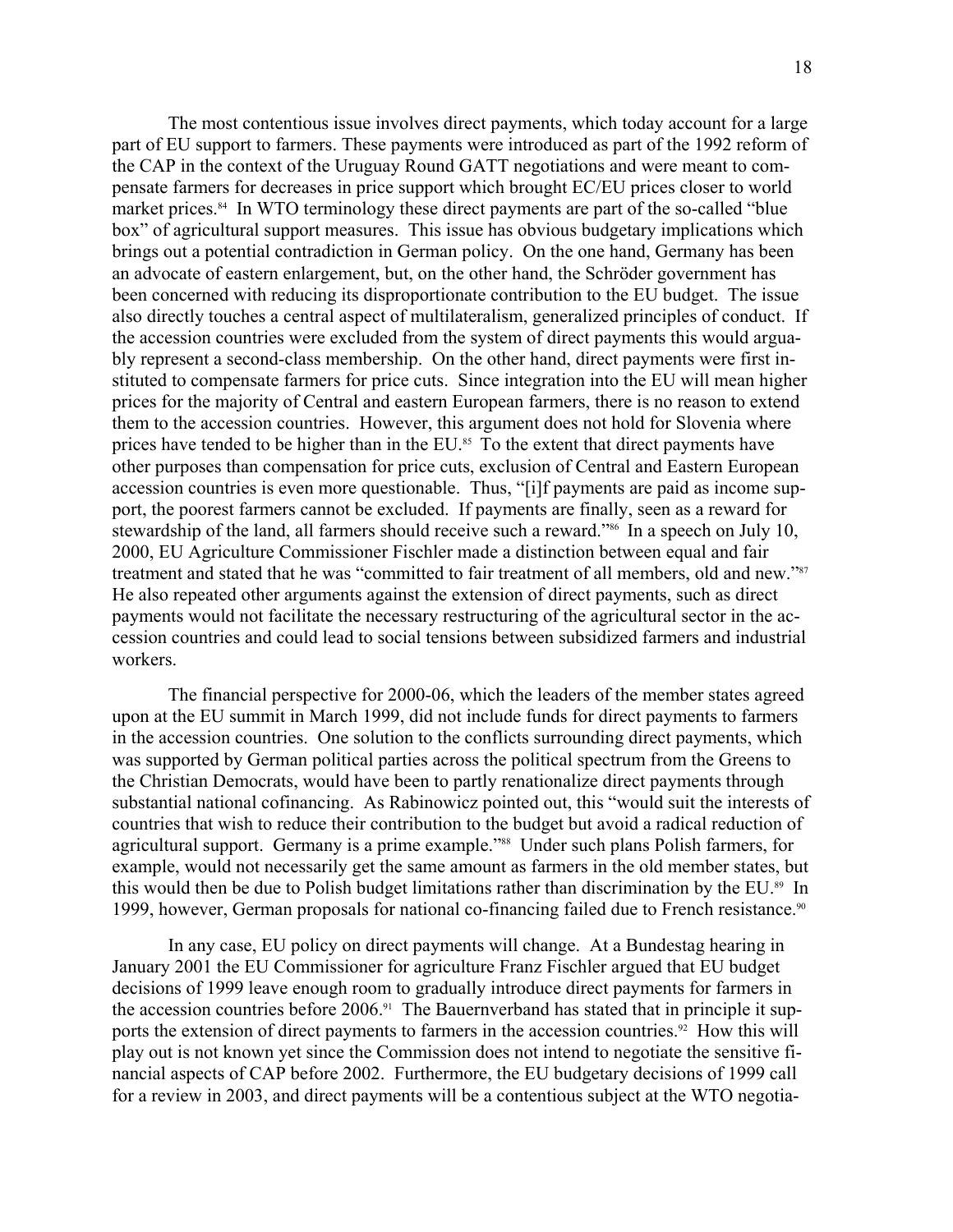The most contentious issue involves direct payments, which today account for a large part of EU support to farmers. These payments were introduced as part of the 1992 reform of the CAP in the context of the Uruguay Round GATT negotiations and were meant to compensate farmers for decreases in price support which brought EC/EU prices closer to world market prices.[84] In WTO terminology these direct payments are part of the so-called "blue box" of agricultural support measures. This issue has obvious budgetary implications which brings out a potential contradiction in German policy. On the one hand, Germany has been an advocate of eastern enlargement, but, on the other hand, the Schröder government has been concerned with reducing its disproportionate contribution to the EU budget. The issue also directly touches a central aspect of multilateralism, generalized principles of conduct. If the accession countries were excluded from the system of direct payments this would arguably represent a second-class membership. On the other hand, direct payments were first instituted to compensate farmers for price cuts. Since integration into the EU will mean higher prices for the majority of Central and eastern European farmers, there is no reason to extend them to the accession countries. However, this argument does not hold for Slovenia where prices have tended to be higher than in the EU.[85] To the extent that direct payments have other purposes than compensation for price cuts, exclusion of Central and Eastern European accession countries is even more questionable. Thus, "[i]f payments are paid as income support, the poorest farmers cannot be excluded. If payments are finally, seen as a reward for stewardship of the land, all farmers should receive such a reward."[86] In a speech on July 10, 2000, EU Agriculture Commissioner Fischler made a distinction between equal and fair treatment and stated that he was "committed to fair treatment of all members, old and new."[87] He also repeated other arguments against the extension of direct payments, such as direct payments would not facilitate the necessary restructuring of the agricultural sector in the accession countries and could lead to social tensions between subsidized farmers and industrial workers.

The financial perspective for 2000-06, which the leaders of the member states agreed upon at the EU summit in March 1999, did not include funds for direct payments to farmers in the accession countries. One solution to the conflicts surrounding direct payments, which was supported by German political parties across the political spectrum from the Greens to the Christian Democrats, would have been to partly renationalize direct payments through substantial national cofinancing. As Rabinowicz pointed out, this "would suit the interests of countries that wish to reduce their contribution to the budget but avoid a radical reduction of agricultural support. Germany is a prime example."[88] Under such plans Polish farmers, for example, would not necessarily get the same amount as farmers in the old member states, but this would then be due to Polish budget limitations rather than discrimination by the EU.[89] In 1999, however, German proposals for national co-financing failed due to French resistance.[90]

In any case, EU policy on direct payments will change. At a Bundestag hearing in January 2001 the EU Commissioner for agriculture Franz Fischler argued that EU budget decisions of 1999 leave enough room to gradually introduce direct payments for farmers in the accession countries before 2006.[91] The Bauernverband has stated that in principle it supports the extension of direct payments to farmers in the accession countries.[92] How this will play out is not known yet since the Commission does not intend to negotiate the sensitive financial aspects of CAP before 2002. Furthermore, the EU budgetary decisions of 1999 call for a review in 2003, and direct payments will be a contentious subject at the WTO negotia-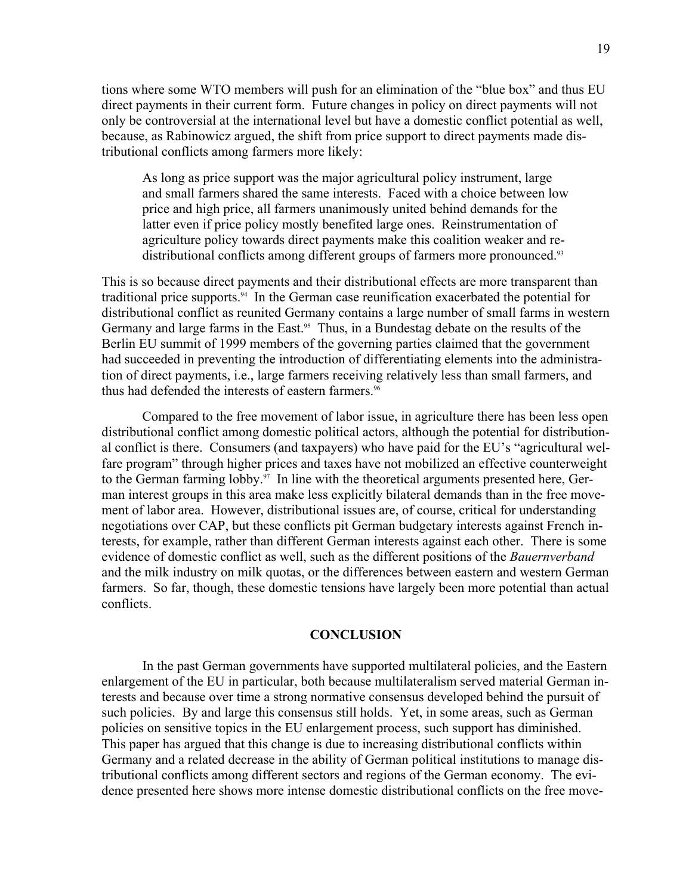tions where some WTO members will push for an elimination of the "blue box" and thus EU direct payments in their current form. Future changes in policy on direct payments will not only be controversial at the international level but have a domestic conflict potential as well, because, as Rabinowicz argued, the shift from price support to direct payments made distributional conflicts among farmers more likely:

> As long as price support was the major agricultural policy instrument, large and small farmers shared the same interests. Faced with a choice between low price and high price, all farmers unanimously united behind demands for the latter even if price policy mostly benefited large ones. Reinstrumentation of agriculture policy towards direct payments make this coalition weaker and redistributional conflicts among different groups of farmers more pronounced.[93]

This is so because direct payments and their distributional effects are more transparent than traditional price supports.[94] In the German case reunification exacerbated the potential for distributional conflict as reunited Germany contains a large number of small farms in western Germany and large farms in the East.[95] Thus, in a Bundestag debate on the results of the Berlin EU summit of 1999 members of the governing parties claimed that the government had succeeded in preventing the introduction of differentiating elements into the administration of direct payments, i.e., large farmers receiving relatively less than small farmers, and thus had defended the interests of eastern farmers.[96]

Compared to the free movement of labor issue, in agriculture there has been less open distributional conflict among domestic political actors, although the potential for distributional conflict is there. Consumers (and taxpayers) who have paid for the EU's "agricultural welfare program" through higher prices and taxes have not mobilized an effective counterweight to the German farming lobby.[97] In line with the theoretical arguments presented here, German interest groups in this area make less explicitly bilateral demands than in the free movement of labor area. However, distributional issues are, of course, critical for understanding negotiations over CAP, but these conflicts pit German budgetary interests against French interests, for example, rather than different German interests against each other. There is some evidence of domestic conflict as well, such as the different positions of the *Bauernverband* and the milk industry on milk quotas, or the differences between eastern and western German farmers. So far, though, these domestic tensions have largely been more potential than actual conflicts.

## CONCLUSION

In the past German governments have supported multilateral policies, and the Eastern enlargement of the EU in particular, both because multilateralism served material German interests and because over time a strong normative consensus developed behind the pursuit of such policies. By and large this consensus still holds. Yet, in some areas, such as German policies on sensitive topics in the EU enlargement process, such support has diminished. This paper has argued that this change is due to increasing distributional conflicts within Germany and a related decrease in the ability of German political institutions to manage distributional conflicts among different sectors and regions of the German economy. The evidence presented here shows more intense domestic distributional conflicts on the free move-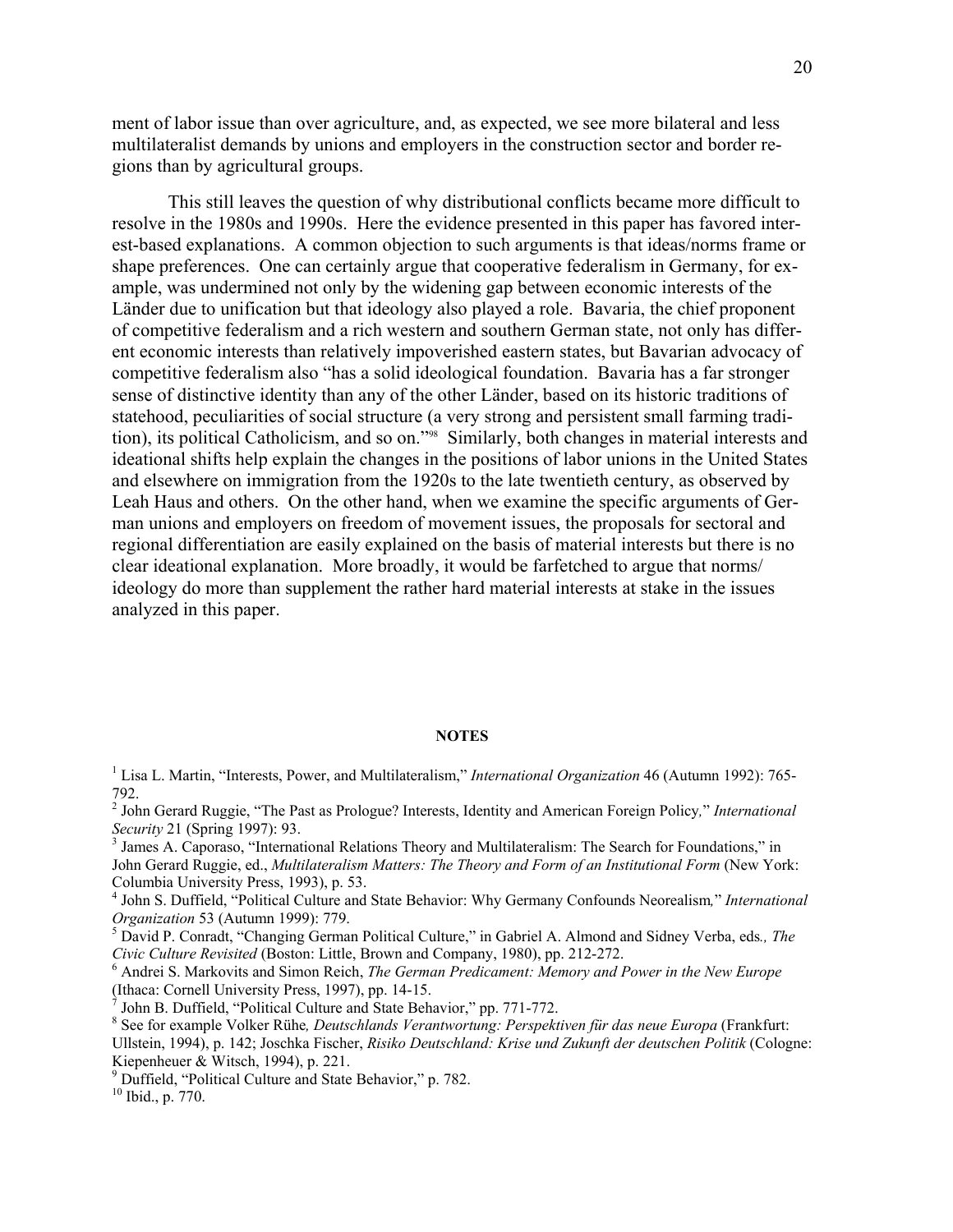ment of labor issue than over agriculture, and, as expected, we see more bilateral and less multilateralist demands by unions and employers in the construction sector and border regions than by agricultural groups.

This still leaves the question of why distributional conflicts became more difficult to resolve in the 1980s and 1990s. Here the evidence presented in this paper has favored interest-based explanations. A common objection to such arguments is that ideas/norms frame or shape preferences. One can certainly argue that cooperative federalism in Germany, for example, was undermined not only by the widening gap between economic interests of the Länder due to unification but that ideology also played a role. Bavaria, the chief proponent of competitive federalism and a rich western and southern German state, not only has different economic interests than relatively impoverished eastern states, but Bavarian advocacy of competitive federalism also "has a solid ideological foundation. Bavaria has a far stronger sense of distinctive identity than any of the other Länder, based on its historic traditions of statehood, peculiarities of social structure (a very strong and persistent small farming tradition), its political Catholicism, and so on."[98] Similarly, both changes in material interests and ideational shifts help explain the changes in the positions of labor unions in the United States and elsewhere on immigration from the 1920s to the late twentieth century, as observed by Leah Haus and others. On the other hand, when we examine the specific arguments of German unions and employers on freedom of movement issues, the proposals for sectoral and regional differentiation are easily explained on the basis of material interests but there is no clear ideational explanation. More broadly, it would be farfetched to argue that norms/ideology do more than supplement the rather hard material interests at stake in the issues analyzed in this paper.

## NOTES

[1] Lisa L. Martin, "Interests, Power, and Multilateralism," *International Organization* 46 (Autumn 1992): 765-792.

[2] John Gerard Ruggie, "The Past as Prologue? Interests, Identity and American Foreign Policy," *International Security* 21 (Spring 1997): 93.

[3] James A. Caporaso, "International Relations Theory and Multilateralism: The Search for Foundations," in John Gerard Ruggie, ed., *Multilateralism Matters: The Theory and Form of an Institutional Form* (New York: Columbia University Press, 1993), p. 53.

[4] John S. Duffield, "Political Culture and State Behavior: Why Germany Confounds Neorealism," *International Organization* 53 (Autumn 1999): 779.

[5] David P. Conradt, "Changing German Political Culture," in Gabriel A. Almond and Sidney Verba, eds., *The Civic Culture Revisited* (Boston: Little, Brown and Company, 1980), pp. 212-272.

[6] Andrei S. Markovits and Simon Reich, *The German Predicament: Memory and Power in the New Europe* (Ithaca: Cornell University Press, 1997), pp. 14-15.

[7] John B. Duffield, "Political Culture and State Behavior," pp. 771-772.

[8] See for example Volker Rühe, *Deutschlands Verantwortung: Perspektiven für das neue Europa* (Frankfurt: Ullstein, 1994), p. 142; Joschka Fischer, *Risiko Deutschland: Krise und Zukunft der deutschen Politik* (Cologne: Kiepenheuer & Witsch, 1994), p. 221.

[9] Duffield, "Political Culture and State Behavior," p. 782.

[10] Ibid., p. 770.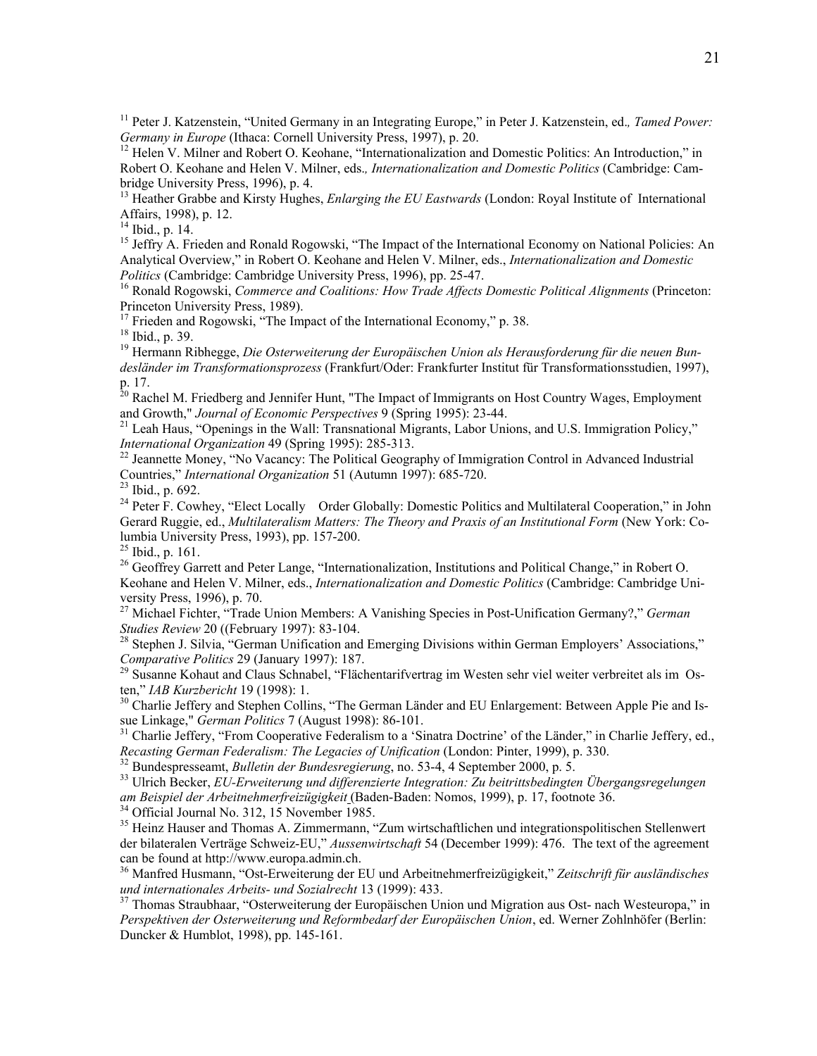[11] Peter J. Katzenstein, "United Germany in an Integrating Europe," in Peter J. Katzenstein, ed., *Tamed Power: Germany in Europe* (Ithaca: Cornell University Press, 1997), p. 20.

[12] Helen V. Milner and Robert O. Keohane, "Internationalization and Domestic Politics: An Introduction," in Robert O. Keohane and Helen V. Milner, eds., *Internationalization and Domestic Politics* (Cambridge: Cambridge University Press, 1996), p. 4.

[13] Heather Grabbe and Kirsty Hughes, *Enlarging the EU Eastwards* (London: Royal Institute of International Affairs, 1998), p. 12.

[14] Ibid., p. 14.

[15] Jeffry A. Frieden and Ronald Rogowski, "The Impact of the International Economy on National Policies: An Analytical Overview," in Robert O. Keohane and Helen V. Milner, eds., *Internationalization and Domestic Politics* (Cambridge: Cambridge University Press, 1996), pp. 25-47.

[16] Ronald Rogowski, *Commerce and Coalitions: How Trade Affects Domestic Political Alignments* (Princeton: Princeton University Press, 1989).

[17] Frieden and Rogowski, "The Impact of the International Economy," p. 38.

[18] Ibid., p. 39.

[19] Hermann Ribhegge, *Die Osterweiterung der Europäischen Union als Herausforderung für die neuen Bundesländer im Transformationsprozess* (Frankfurt/Oder: Frankfurter Institut für Transformationsstudien, 1997), p. 17.

[20] Rachel M. Friedberg and Jennifer Hunt, "The Impact of Immigrants on Host Country Wages, Employment and Growth," *Journal of Economic Perspectives* 9 (Spring 1995): 23-44.

[21] Leah Haus, "Openings in the Wall: Transnational Migrants, Labor Unions, and U.S. Immigration Policy," *International Organization* 49 (Spring 1995): 285-313.

[22] Jeannette Money, "No Vacancy: The Political Geography of Immigration Control in Advanced Industrial Countries," *International Organization* 51 (Autumn 1997): 685-720.

[23] Ibid., p. 692.

[24] Peter F. Cowhey, "Elect Locally Order Globally: Domestic Politics and Multilateral Cooperation," in John Gerard Ruggie, ed., *Multilateralism Matters: The Theory and Praxis of an Institutional Form* (New York: Columbia University Press, 1993), pp. 157-200.

[25] Ibid., p. 161.

[26] Geoffrey Garrett and Peter Lange, "Internationalization, Institutions and Political Change," in Robert O. Keohane and Helen V. Milner, eds., *Internationalization and Domestic Politics* (Cambridge: Cambridge University Press, 1996), p. 70.

[27] Michael Fichter, "Trade Union Members: A Vanishing Species in Post-Unification Germany?," *German Studies Review* 20 ((February 1997): 83-104.

[28] Stephen J. Silvia, "German Unification and Emerging Divisions within German Employers' Associations," *Comparative Politics* 29 (January 1997): 187.

[29] Susanne Kohaut and Claus Schnabel, "Flächentarifvertrag im Westen sehr viel weiter verbreitet als im Osten," *IAB Kurzbericht* 19 (1998): 1.

[30] Charlie Jeffery and Stephen Collins, "The German Länder and EU Enlargement: Between Apple Pie and Issue Linkage," *German Politics* 7 (August 1998): 86-101.

[31] Charlie Jeffery, "From Cooperative Federalism to a 'Sinatra Doctrine' of the Länder," in Charlie Jeffery, ed., *Recasting German Federalism: The Legacies of Unification* (London: Pinter, 1999), p. 330.

[32] Bundespresseamt, *Bulletin der Bundesregierung*, no. 53-4, 4 September 2000, p. 5.

[33] Ulrich Becker, *EU-Erweiterung und differenzierte Integration: Zu beitrittsbedingten Übergangsregelungen am Beispiel der Arbeitnehmerfreizügigkeit* (Baden-Baden: Nomos, 1999), p. 17, footnote 36.

[34] Official Journal No. 312, 15 November 1985.

[35] Heinz Hauser and Thomas A. Zimmermann, "Zum wirtschaftlichen und integrationspolitischen Stellenwert der bilateralen Verträge Schweiz-EU," *Aussenwirtschaft* 54 (December 1999): 476. The text of the agreement can be found at http://www.europa.admin.ch.

[36] Manfred Husmann, "Ost-Erweiterung der EU und Arbeitnehmerfreizügigkeit," *Zeitschrift für ausländisches und internationales Arbeits- und Sozialrecht* 13 (1999): 433.

[37] Thomas Straubhaar, "Osterweiterung der Europäischen Union und Migration aus Ost- nach Westeuropa," in *Perspektiven der Osterweiterung und Reformbedarf der Europäischen Union*, ed. Werner Zohlnhöfer (Berlin: Duncker & Humblot, 1998), pp. 145-161.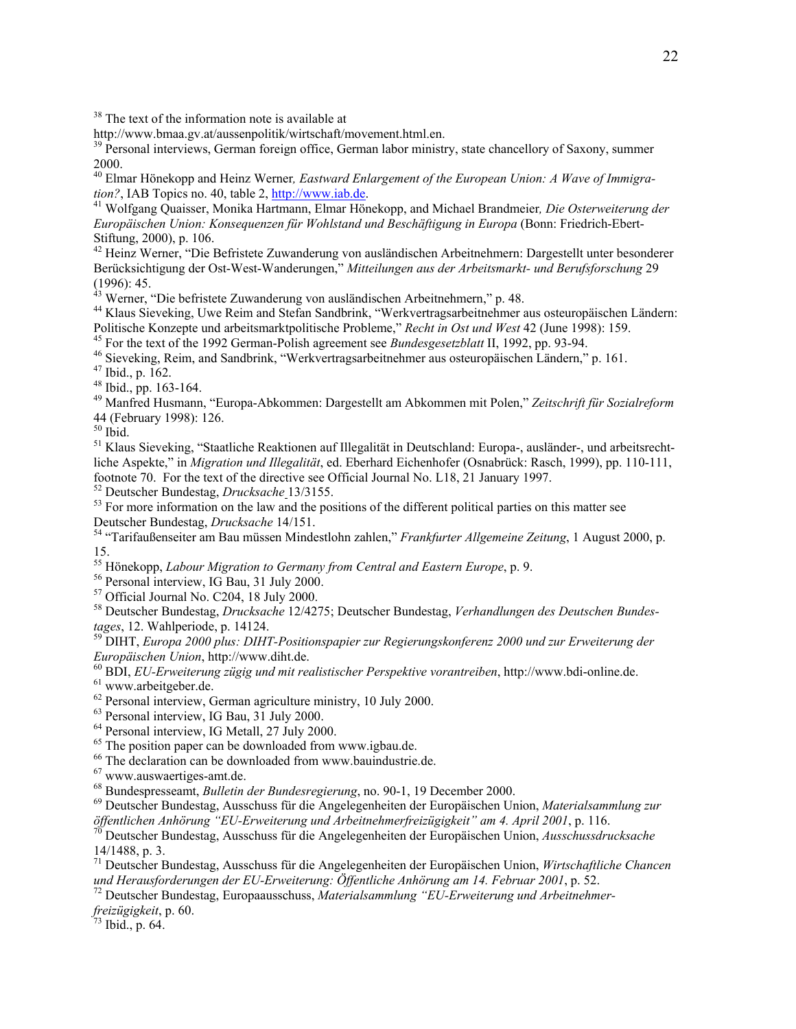[38] The text of the information note is available at http://www.bmaa.gv.at/aussenpolitik/wirtschaft/movement.html.en.

[39] Personal interviews, German foreign office, German labor ministry, state chancellory of Saxony, summer 2000.

[40] Elmar Hönekopp and Heinz Werner, *Eastward Enlargement of the European Union: A Wave of Immigration?*, IAB Topics no. 40, table 2, http://www.iab.de.

[41] Wolfgang Quaisser, Monika Hartmann, Elmar Hönekopp, and Michael Brandmeier, *Die Osterweiterung der Europäischen Union: Konsequenzen für Wohlstand und Beschäftigung in Europa* (Bonn: Friedrich-Ebert-Stiftung, 2000), p. 106.

[42] Heinz Werner, "Die Befristete Zuwanderung von ausländischen Arbeitnehmern: Dargestellt unter besonderer Berücksichtigung der Ost-West-Wanderungen," *Mitteilungen aus der Arbeitsmarkt- und Berufsforschung* 29 (1996): 45.

[43] Werner, "Die befristete Zuwanderung von ausländischen Arbeitnehmern," p. 48.

[44] Klaus Sieveking, Uwe Reim and Stefan Sandbrink, "Werkvertragsarbeitnehmer aus osteuropäischen Ländern: Politische Konzepte und arbeitsmarktpolitische Probleme," *Recht in Ost und West* 42 (June 1998): 159.

[45] For the text of the 1992 German-Polish agreement see *Bundesgesetzblatt* II, 1992, pp. 93-94.

[46] Sieveking, Reim, and Sandbrink, "Werkvertragsarbeitnehmer aus osteuropäischen Ländern," p. 161.

[47] Ibid., p. 162.

[48] Ibid., pp. 163-164.

[49] Manfred Husmann, "Europa-Abkommen: Dargestellt am Abkommen mit Polen," *Zeitschrift für Sozialreform* 44 (February 1998): 126.

[50] Ibid.

[51] Klaus Sieveking, "Staatliche Reaktionen auf Illegalität in Deutschland: Europa-, ausländer-, und arbeitsrechtliche Aspekte," in *Migration und Illegalität*, ed. Eberhard Eichenhofer (Osnabrück: Rasch, 1999), pp. 110-111, footnote 70. For the text of the directive see Official Journal No. L18, 21 January 1997.

[52] Deutscher Bundestag, *Drucksache* 13/3155.

[53] For more information on the law and the positions of the different political parties on this matter see Deutscher Bundestag, *Drucksache* 14/151.

[54] "Tarifaußenseiter am Bau müssen Mindestlohn zahlen," *Frankfurter Allgemeine Zeitung*, 1 August 2000, p. 15.

[55] Hönekopp, *Labour Migration to Germany from Central and Eastern Europe*, p. 9.

[56] Personal interview, IG Bau, 31 July 2000.

[57] Official Journal No. C204, 18 July 2000.

[58] Deutscher Bundestag, *Drucksache* 12/4275; Deutscher Bundestag, *Verhandlungen des Deutschen Bundestages*, 12. Wahlperiode, p. 14124.

[59] DIHT, *Europa 2000 plus: DIHT-Positionspapier zur Regierungskonferenz 2000 und zur Erweiterung der Europäischen Union*, http://www.diht.de.

[60] BDI, *EU-Erweiterung zügig und mit realistischer Perspektive vorantreiben*, http://www.bdi-online.de.

[61] www.arbeitgeber.de.

[62] Personal interview, German agriculture ministry, 10 July 2000.

[63] Personal interview, IG Bau, 31 July 2000.

[64] Personal interview, IG Metall, 27 July 2000.

[65] The position paper can be downloaded from www.igbau.de.

[66] The declaration can be downloaded from www.bauindustrie.de.

[67] www.auswaertiges-amt.de.

[68] Bundespresseamt, *Bulletin der Bundesregierung*, no. 90-1, 19 December 2000.

[69] Deutscher Bundestag, Ausschuss für die Angelegenheiten der Europäischen Union, *Materialsammlung zur öffentlichen Anhörung "EU-Erweiterung und Arbeitnehmerfreizügigkeit" am 4. April 2001*, p. 116.

[70] Deutscher Bundestag, Ausschuss für die Angelegenheiten der Europäischen Union, *Ausschussdrucksache* 14/1488, p. 3.

[71] Deutscher Bundestag, Ausschuss für die Angelegenheiten der Europäischen Union, *Wirtschaftliche Chancen und Herausforderungen der EU-Erweiterung: Öffentliche Anhörung am 14. Februar 2001*, p. 52.

[72] Deutscher Bundestag, Europaausschuss, *Materialsammlung "EU-Erweiterung und Arbeitnehmerfreizügigkeit*, p. 60.

[73] Ibid., p. 64.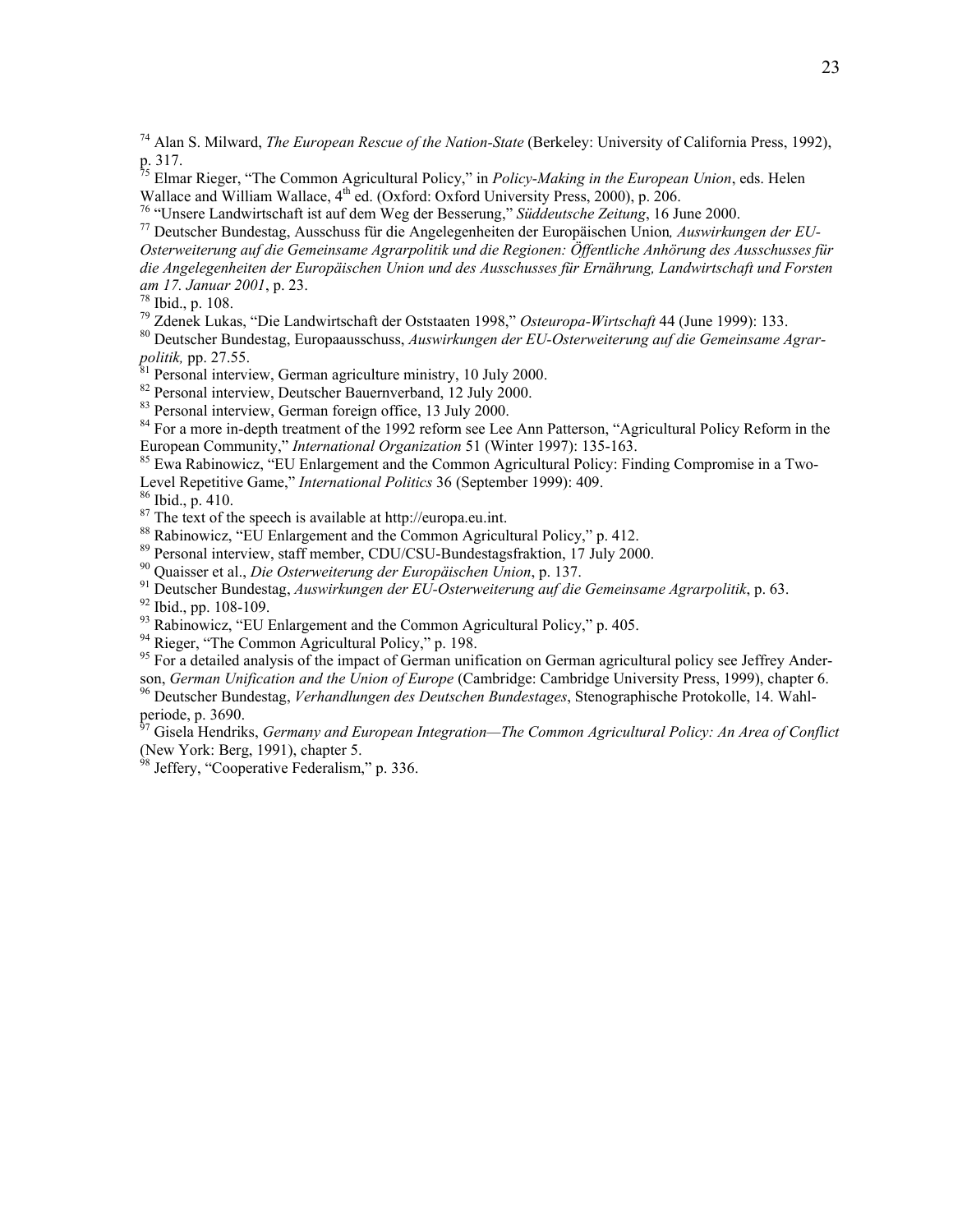[74] Alan S. Milward, *The European Rescue of the Nation-State* (Berkeley: University of California Press, 1992), p. 317.

[75] Elmar Rieger, "The Common Agricultural Policy," in *Policy-Making in the European Union*, eds. Helen Wallace and William Wallace, 4th ed. (Oxford: Oxford University Press, 2000), p. 206.

[76] "Unsere Landwirtschaft ist auf dem Weg der Besserung," *Süddeutsche Zeitung*, 16 June 2000.

[77] Deutscher Bundestag, Ausschuss für die Angelegenheiten der Europäischen Union*, Auswirkungen der EU-Osterweiterung auf die Gemeinsame Agrarpolitik und die Regionen: Öffentliche Anhörung des Ausschusses für die Angelegenheiten der Europäischen Union und des Ausschusses für Ernährung, Landwirtschaft und Forsten am 17. Januar 2001*, p. 23.

[78] Ibid., p. 108.

[79] Zdenek Lukas, "Die Landwirtschaft der Oststaaten 1998," *Osteuropa-Wirtschaft* 44 (June 1999): 133.

[80] Deutscher Bundestag, Europaausschuss, *Auswirkungen der EU-Osterweiterung auf die Gemeinsame Agrarpolitik,* pp. 27.55.

[81] Personal interview, German agriculture ministry, 10 July 2000.

[82] Personal interview, Deutscher Bauernverband, 12 July 2000.

[83] Personal interview, German foreign office, 13 July 2000.

[84] For a more in-depth treatment of the 1992 reform see Lee Ann Patterson, "Agricultural Policy Reform in the European Community," *International Organization* 51 (Winter 1997): 135-163.

[85] Ewa Rabinowicz, "EU Enlargement and the Common Agricultural Policy: Finding Compromise in a Two-Level Repetitive Game," *International Politics* 36 (September 1999): 409.

[86] Ibid., p. 410.

[87] The text of the speech is available at http://europa.eu.int.

[88] Rabinowicz, "EU Enlargement and the Common Agricultural Policy," p. 412.

[89] Personal interview, staff member, CDU/CSU-Bundestagsfraktion, 17 July 2000.

[90] Quaisser et al., *Die Osterweiterung der Europäischen Union*, p. 137.

[91] Deutscher Bundestag, *Auswirkungen der EU-Osterweiterung auf die Gemeinsame Agrarpolitik*, p. 63.

[92] Ibid., pp. 108-109.

[93] Rabinowicz, "EU Enlargement and the Common Agricultural Policy," p. 405.

[94] Rieger, "The Common Agricultural Policy," p. 198.

[95] For a detailed analysis of the impact of German unification on German agricultural policy see Jeffrey Anderson, *German Unification and the Union of Europe* (Cambridge: Cambridge University Press, 1999), chapter 6.

[96] Deutscher Bundestag, *Verhandlungen des Deutschen Bundestages*, Stenographische Protokolle, 14. Wahlperiode, p. 3690.

[97] Gisela Hendriks, *Germany and European Integration—The Common Agricultural Policy: An Area of Conflict* (New York: Berg, 1991), chapter 5.

[98] Jeffery, "Cooperative Federalism," p. 336.